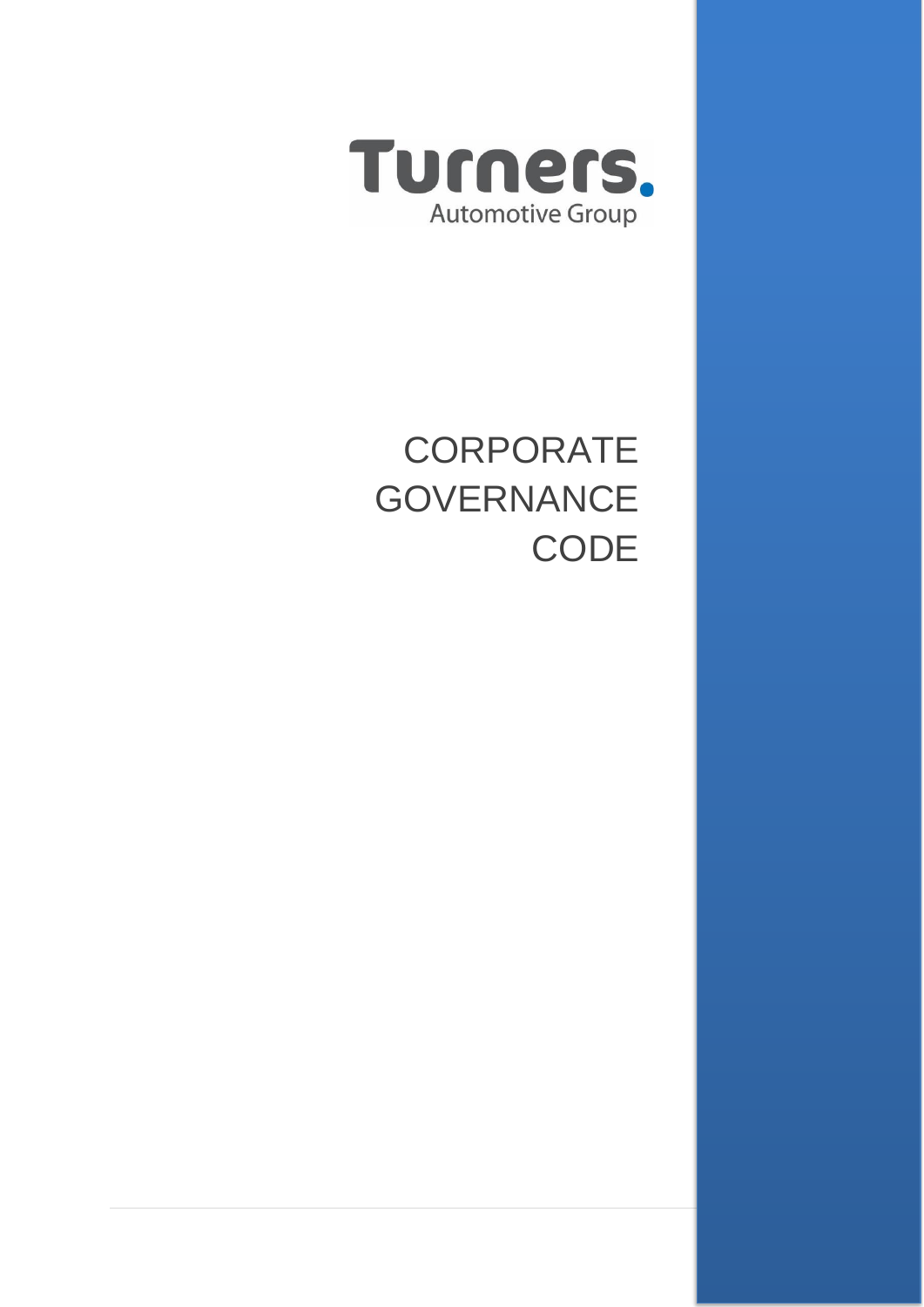Turners.

Automotive Group

# CORPORATE GOVERNANCE CODE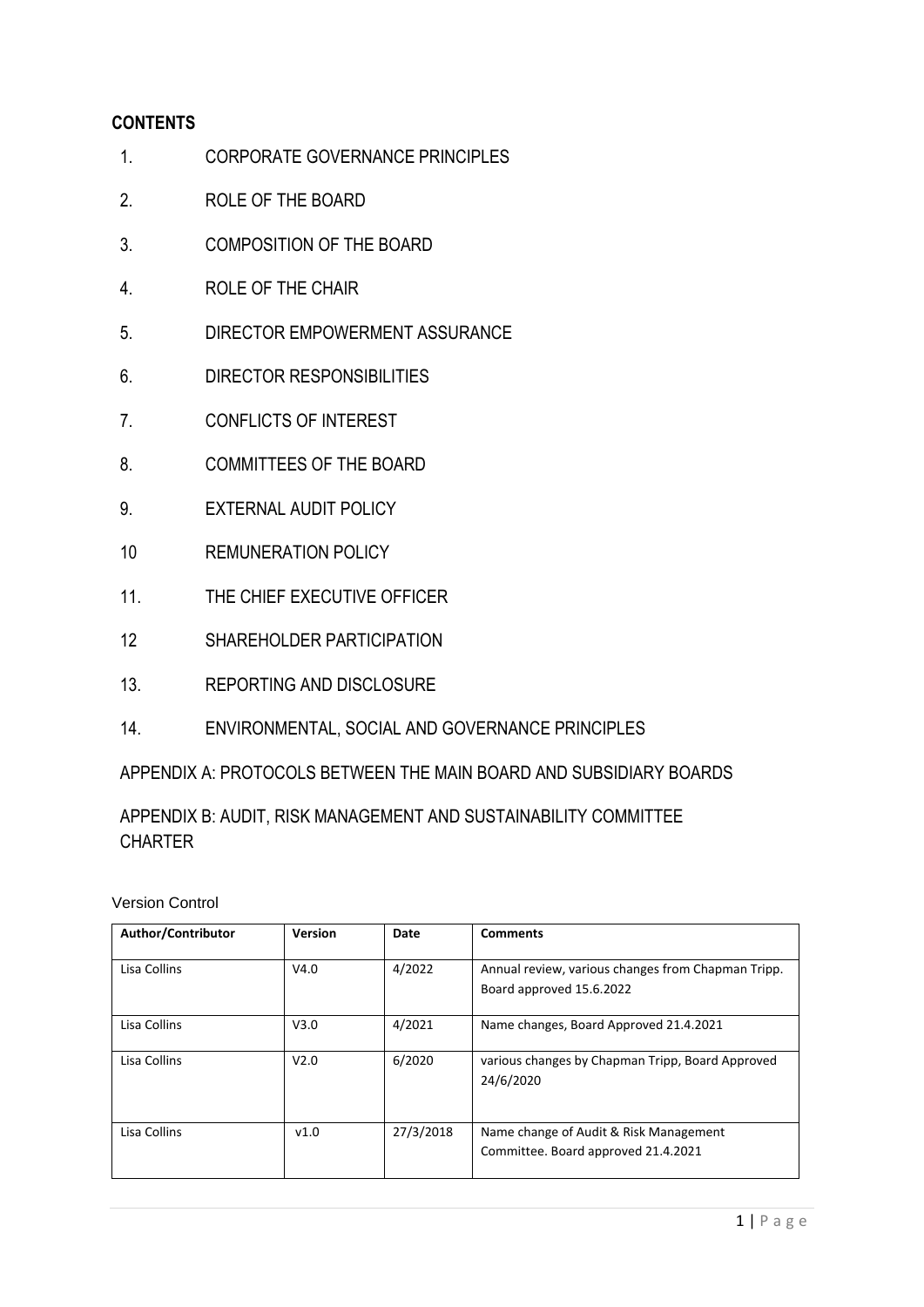## CONTENTS

1. CORPORATE GOVERNANCE PRINCIPLES
2. ROLE OF THE BOARD
3. COMPOSITION OF THE BOARD
4. ROLE OF THE CHAIR
5. DIRECTOR EMPOWERMENT ASSURANCE
6. DIRECTOR RESPONSIBILITIES
7. CONFLICTS OF INTEREST
8. COMMITTEES OF THE BOARD
9. EXTERNAL AUDIT POLICY

10 REMUNERATION POLICY

11. THE CHIEF EXECUTIVE OFFICER

12 SHAREHOLDER PARTICIPATION

13. REPORTING AND DISCLOSURE
14. ENVIRONMENTAL, SOCIAL AND GOVERNANCE PRINCIPLES

APPENDIX A: PROTOCOLS BETWEEN THE MAIN BOARD AND SUBSIDIARY BOARDS

APPENDIX B: AUDIT, RISK MANAGEMENT AND SUSTAINABILITY COMMITTEE CHARTER

Version Control

| Author/Contributor | Version | Date | Comments |
|---|---|---|---|
| Lisa Collins | V4.0 | 4/2022 | Annual review, various changes from Chapman Tripp. Board approved 15.6.2022 |
| Lisa Collins | V3.0 | 4/2021 | Name changes, Board Approved 21.4.2021 |
| Lisa Collins | V2.0 | 6/2020 | various changes by Chapman Tripp, Board Approved 24/6/2020 |
| Lisa Collins | v1.0 | 27/3/2018 | Name change of Audit & Risk Management Committee. Board approved 21.4.2021 |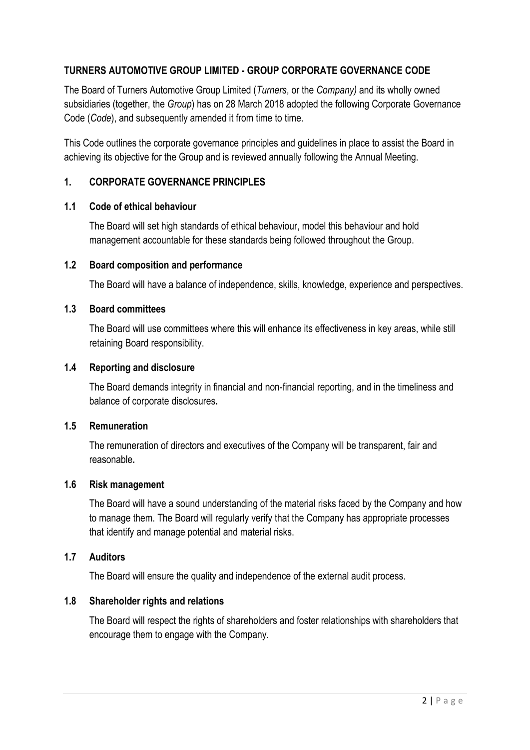**TURNERS AUTOMOTIVE GROUP LIMITED - GROUP CORPORATE GOVERNANCE CODE**

The Board of Turners Automotive Group Limited (*Turners*, or the *Company)* and its wholly owned subsidiaries (together, the *Group*) has on 28 March 2018 adopted the following Corporate Governance Code (*Code*), and subsequently amended it from time to time.

This Code outlines the corporate governance principles and guidelines in place to assist the Board in achieving its objective for the Group and is reviewed annually following the Annual Meeting.

## 1. CORPORATE GOVERNANCE PRINCIPLES

### 1.1 Code of ethical behaviour

The Board will set high standards of ethical behaviour, model this behaviour and hold management accountable for these standards being followed throughout the Group.

### 1.2 Board composition and performance

The Board will have a balance of independence, skills, knowledge, experience and perspectives.

### 1.3 Board committees

The Board will use committees where this will enhance its effectiveness in key areas, while still retaining Board responsibility.

### 1.4 Reporting and disclosure

The Board demands integrity in financial and non-financial reporting, and in the timeliness and balance of corporate disclosures**.**

### 1.5 Remuneration

The remuneration of directors and executives of the Company will be transparent, fair and reasonable**.**

### 1.6 Risk management

The Board will have a sound understanding of the material risks faced by the Company and how to manage them. The Board will regularly verify that the Company has appropriate processes that identify and manage potential and material risks.

### 1.7 Auditors

The Board will ensure the quality and independence of the external audit process.

### 1.8 Shareholder rights and relations

The Board will respect the rights of shareholders and foster relationships with shareholders that encourage them to engage with the Company.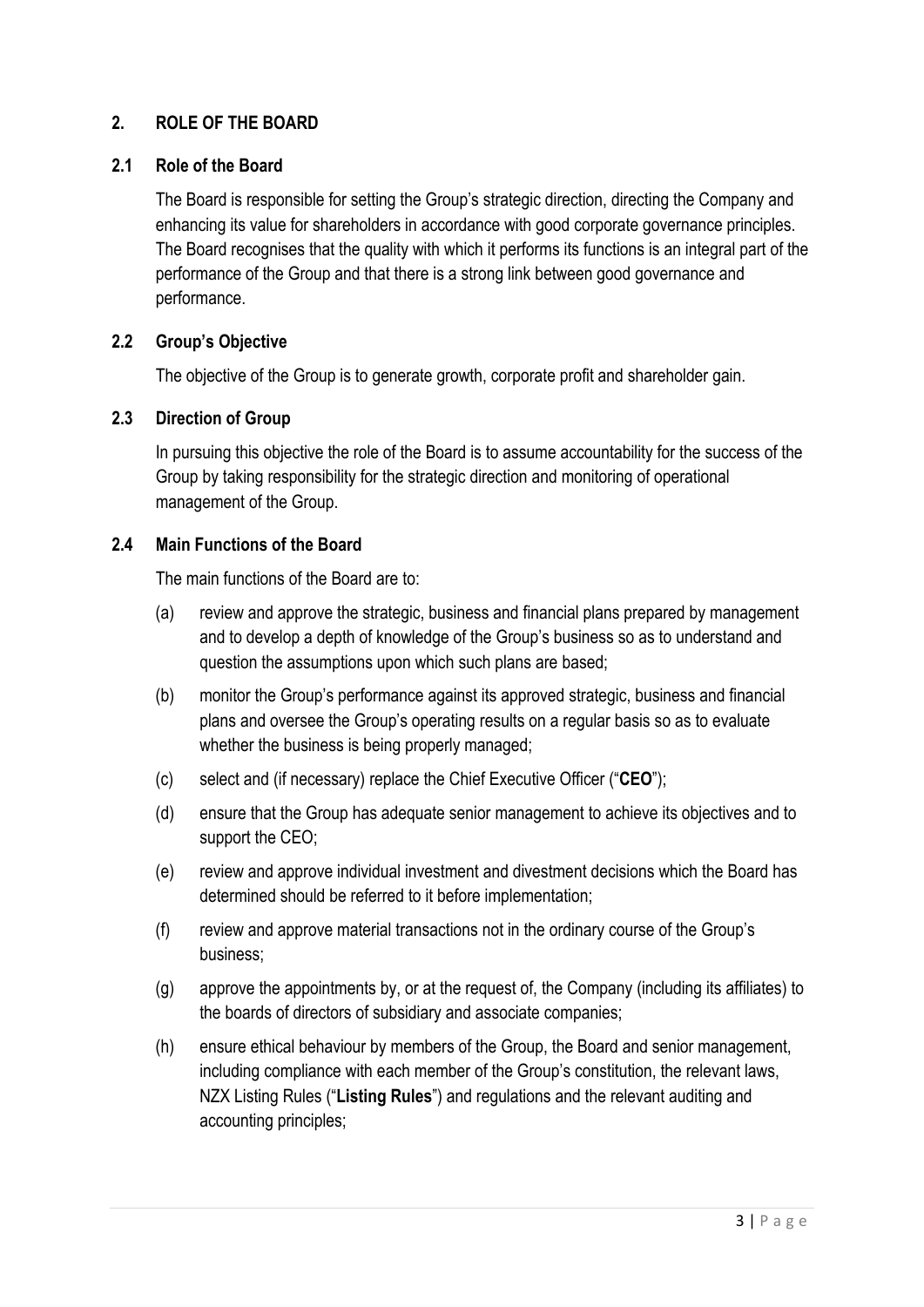## 2. ROLE OF THE BOARD

### 2.1 Role of the Board

The Board is responsible for setting the Group's strategic direction, directing the Company and enhancing its value for shareholders in accordance with good corporate governance principles. The Board recognises that the quality with which it performs its functions is an integral part of the performance of the Group and that there is a strong link between good governance and performance.

### 2.2 Group's Objective

The objective of the Group is to generate growth, corporate profit and shareholder gain.

### 2.3 Direction of Group

In pursuing this objective the role of the Board is to assume accountability for the success of the Group by taking responsibility for the strategic direction and monitoring of operational management of the Group.

### 2.4 Main Functions of the Board

The main functions of the Board are to:

(a) review and approve the strategic, business and financial plans prepared by management and to develop a depth of knowledge of the Group's business so as to understand and question the assumptions upon which such plans are based;

(b) monitor the Group's performance against its approved strategic, business and financial plans and oversee the Group's operating results on a regular basis so as to evaluate whether the business is being properly managed;

(c) select and (if necessary) replace the Chief Executive Officer ("**CEO**");

(d) ensure that the Group has adequate senior management to achieve its objectives and to support the CEO;

(e) review and approve individual investment and divestment decisions which the Board has determined should be referred to it before implementation;

(f) review and approve material transactions not in the ordinary course of the Group's business;

(g) approve the appointments by, or at the request of, the Company (including its affiliates) to the boards of directors of subsidiary and associate companies;

(h) ensure ethical behaviour by members of the Group, the Board and senior management, including compliance with each member of the Group's constitution, the relevant laws, NZX Listing Rules ("**Listing Rules**") and regulations and the relevant auditing and accounting principles;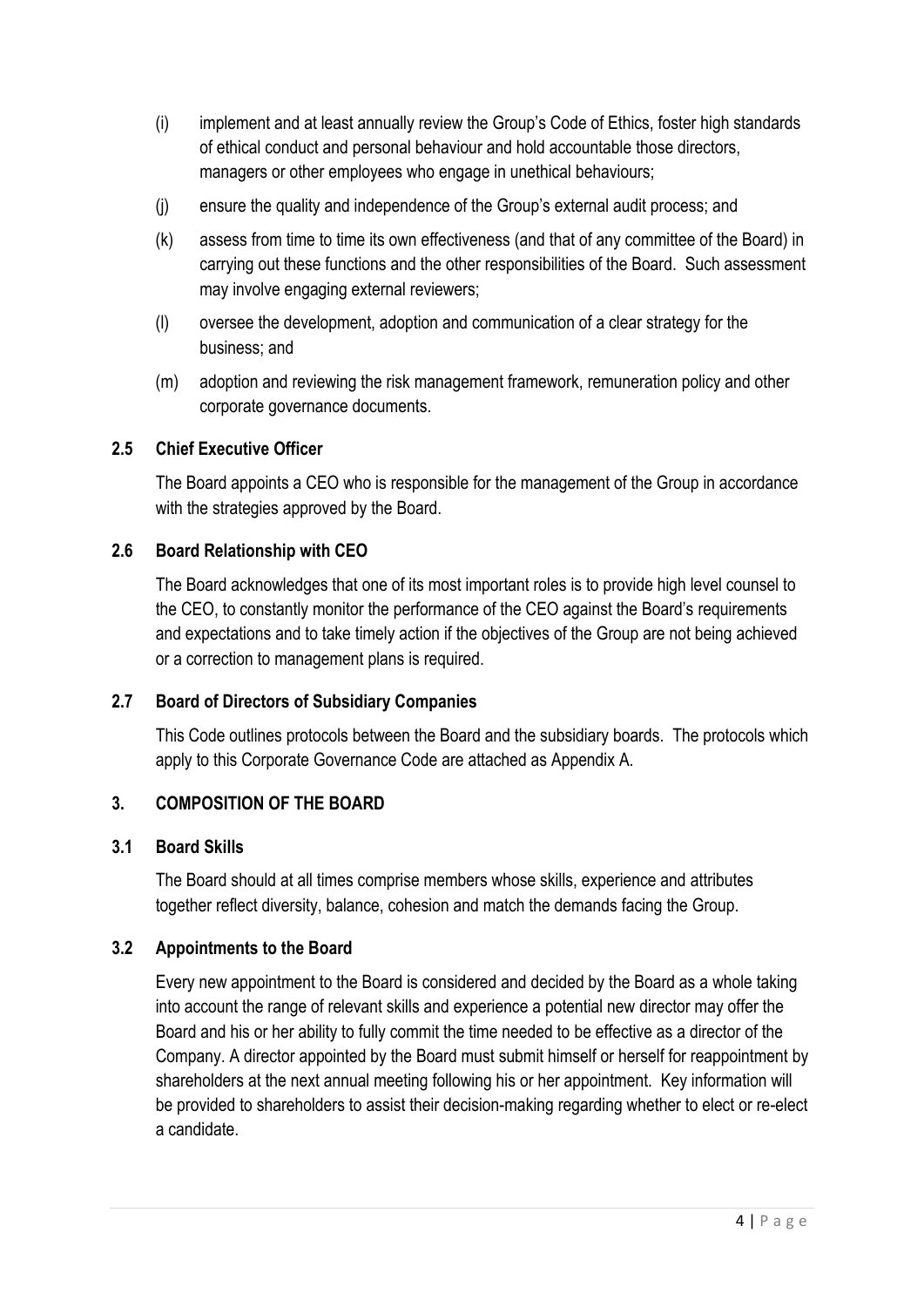(i) implement and at least annually review the Group's Code of Ethics, foster high standards of ethical conduct and personal behaviour and hold accountable those directors, managers or other employees who engage in unethical behaviours;

(j) ensure the quality and independence of the Group's external audit process; and

(k) assess from time to time its own effectiveness (and that of any committee of the Board) in carrying out these functions and the other responsibilities of the Board. Such assessment may involve engaging external reviewers;

(l) oversee the development, adoption and communication of a clear strategy for the business; and

(m) adoption and reviewing the risk management framework, remuneration policy and other corporate governance documents.

### 2.5 Chief Executive Officer

The Board appoints a CEO who is responsible for the management of the Group in accordance with the strategies approved by the Board.

### 2.6 Board Relationship with CEO

The Board acknowledges that one of its most important roles is to provide high level counsel to the CEO, to constantly monitor the performance of the CEO against the Board's requirements and expectations and to take timely action if the objectives of the Group are not being achieved or a correction to management plans is required.

### 2.7 Board of Directors of Subsidiary Companies

This Code outlines protocols between the Board and the subsidiary boards. The protocols which apply to this Corporate Governance Code are attached as Appendix A.

## 3. COMPOSITION OF THE BOARD

### 3.1 Board Skills

The Board should at all times comprise members whose skills, experience and attributes together reflect diversity, balance, cohesion and match the demands facing the Group.

### 3.2 Appointments to the Board

Every new appointment to the Board is considered and decided by the Board as a whole taking into account the range of relevant skills and experience a potential new director may offer the Board and his or her ability to fully commit the time needed to be effective as a director of the Company. A director appointed by the Board must submit himself or herself for reappointment by shareholders at the next annual meeting following his or her appointment. Key information will be provided to shareholders to assist their decision-making regarding whether to elect or re-elect a candidate.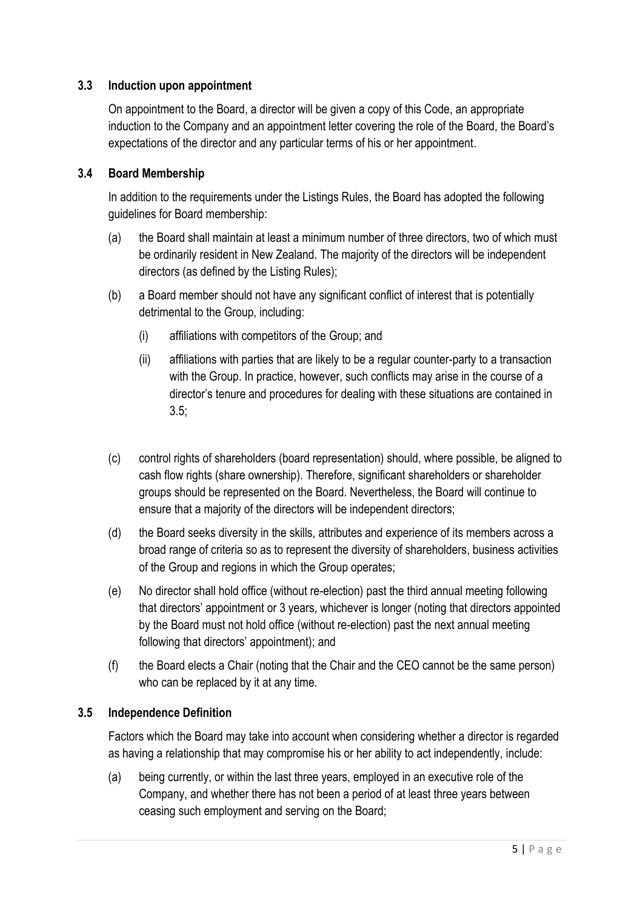### 3.3 Induction upon appointment

On appointment to the Board, a director will be given a copy of this Code, an appropriate induction to the Company and an appointment letter covering the role of the Board, the Board's expectations of the director and any particular terms of his or her appointment.

### 3.4 Board Membership

In addition to the requirements under the Listings Rules, the Board has adopted the following guidelines for Board membership:

(a) the Board shall maintain at least a minimum number of three directors, two of which must be ordinarily resident in New Zealand. The majority of the directors will be independent directors (as defined by the Listing Rules);

(b) a Board member should not have any significant conflict of interest that is potentially detrimental to the Group, including:

   (i) affiliations with competitors of the Group; and

   (ii) affiliations with parties that are likely to be a regular counter-party to a transaction with the Group. In practice, however, such conflicts may arise in the course of a director's tenure and procedures for dealing with these situations are contained in 3.5;

(c) control rights of shareholders (board representation) should, where possible, be aligned to cash flow rights (share ownership). Therefore, significant shareholders or shareholder groups should be represented on the Board. Nevertheless, the Board will continue to ensure that a majority of the directors will be independent directors;

(d) the Board seeks diversity in the skills, attributes and experience of its members across a broad range of criteria so as to represent the diversity of shareholders, business activities of the Group and regions in which the Group operates;

(e) No director shall hold office (without re-election) past the third annual meeting following that directors' appointment or 3 years, whichever is longer (noting that directors appointed by the Board must not hold office (without re-election) past the next annual meeting following that directors' appointment); and

(f) the Board elects a Chair (noting that the Chair and the CEO cannot be the same person) who can be replaced by it at any time.

### 3.5 Independence Definition

Factors which the Board may take into account when considering whether a director is regarded as having a relationship that may compromise his or her ability to act independently, include:

(a) being currently, or within the last three years, employed in an executive role of the Company, and whether there has not been a period of at least three years between ceasing such employment and serving on the Board;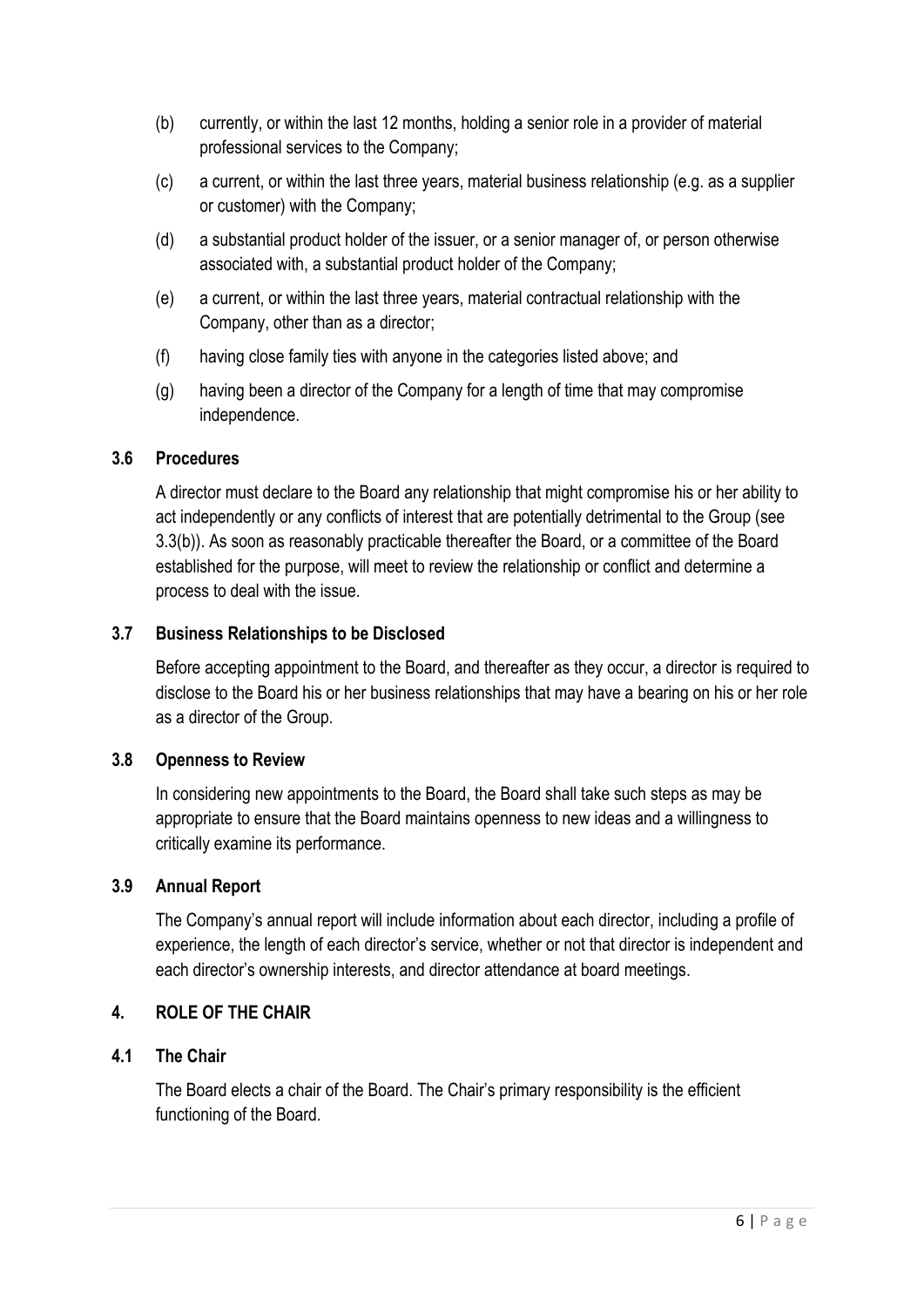(b) currently, or within the last 12 months, holding a senior role in a provider of material professional services to the Company;

(c) a current, or within the last three years, material business relationship (e.g. as a supplier or customer) with the Company;

(d) a substantial product holder of the issuer, or a senior manager of, or person otherwise associated with, a substantial product holder of the Company;

(e) a current, or within the last three years, material contractual relationship with the Company, other than as a director;

(f) having close family ties with anyone in the categories listed above; and

(g) having been a director of the Company for a length of time that may compromise independence.

### 3.6 Procedures

A director must declare to the Board any relationship that might compromise his or her ability to act independently or any conflicts of interest that are potentially detrimental to the Group (see 3.3(b)). As soon as reasonably practicable thereafter the Board, or a committee of the Board established for the purpose, will meet to review the relationship or conflict and determine a process to deal with the issue.

### 3.7 Business Relationships to be Disclosed

Before accepting appointment to the Board, and thereafter as they occur, a director is required to disclose to the Board his or her business relationships that may have a bearing on his or her role as a director of the Group.

### 3.8 Openness to Review

In considering new appointments to the Board, the Board shall take such steps as may be appropriate to ensure that the Board maintains openness to new ideas and a willingness to critically examine its performance.

### 3.9 Annual Report

The Company's annual report will include information about each director, including a profile of experience, the length of each director's service, whether or not that director is independent and each director's ownership interests, and director attendance at board meetings.

## 4. ROLE OF THE CHAIR

### 4.1 The Chair

The Board elects a chair of the Board. The Chair's primary responsibility is the efficient functioning of the Board.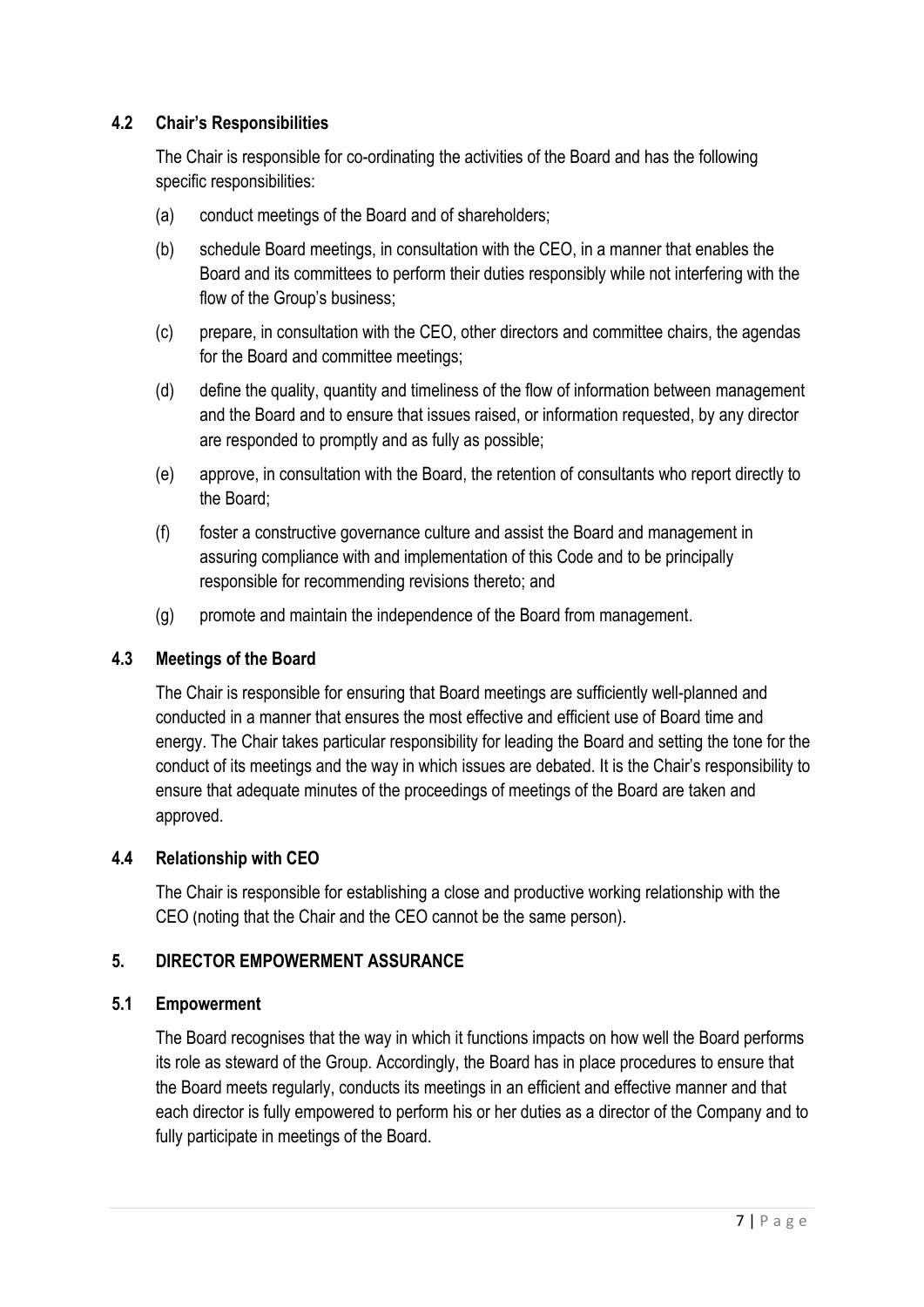### 4.2 Chair's Responsibilities

The Chair is responsible for co-ordinating the activities of the Board and has the following specific responsibilities:

(a) conduct meetings of the Board and of shareholders;

(b) schedule Board meetings, in consultation with the CEO, in a manner that enables the Board and its committees to perform their duties responsibly while not interfering with the flow of the Group's business;

(c) prepare, in consultation with the CEO, other directors and committee chairs, the agendas for the Board and committee meetings;

(d) define the quality, quantity and timeliness of the flow of information between management and the Board and to ensure that issues raised, or information requested, by any director are responded to promptly and as fully as possible;

(e) approve, in consultation with the Board, the retention of consultants who report directly to the Board;

(f) foster a constructive governance culture and assist the Board and management in assuring compliance with and implementation of this Code and to be principally responsible for recommending revisions thereto; and

(g) promote and maintain the independence of the Board from management.

### 4.3 Meetings of the Board

The Chair is responsible for ensuring that Board meetings are sufficiently well-planned and conducted in a manner that ensures the most effective and efficient use of Board time and energy. The Chair takes particular responsibility for leading the Board and setting the tone for the conduct of its meetings and the way in which issues are debated. It is the Chair's responsibility to ensure that adequate minutes of the proceedings of meetings of the Board are taken and approved.

### 4.4 Relationship with CEO

The Chair is responsible for establishing a close and productive working relationship with the CEO (noting that the Chair and the CEO cannot be the same person).

## 5. DIRECTOR EMPOWERMENT ASSURANCE

### 5.1 Empowerment

The Board recognises that the way in which it functions impacts on how well the Board performs its role as steward of the Group. Accordingly, the Board has in place procedures to ensure that the Board meets regularly, conducts its meetings in an efficient and effective manner and that each director is fully empowered to perform his or her duties as a director of the Company and to fully participate in meetings of the Board.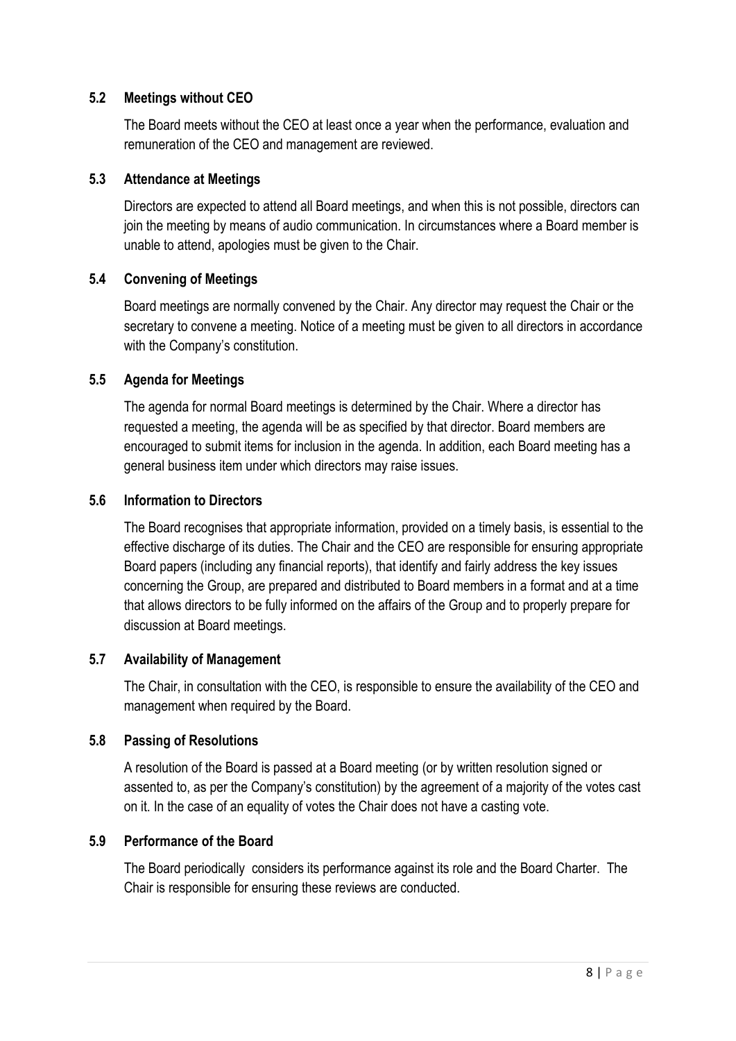### 5.2 Meetings without CEO

The Board meets without the CEO at least once a year when the performance, evaluation and remuneration of the CEO and management are reviewed.

### 5.3 Attendance at Meetings

Directors are expected to attend all Board meetings, and when this is not possible, directors can join the meeting by means of audio communication. In circumstances where a Board member is unable to attend, apologies must be given to the Chair.

### 5.4 Convening of Meetings

Board meetings are normally convened by the Chair. Any director may request the Chair or the secretary to convene a meeting. Notice of a meeting must be given to all directors in accordance with the Company's constitution.

### 5.5 Agenda for Meetings

The agenda for normal Board meetings is determined by the Chair. Where a director has requested a meeting, the agenda will be as specified by that director. Board members are encouraged to submit items for inclusion in the agenda. In addition, each Board meeting has a general business item under which directors may raise issues.

### 5.6 Information to Directors

The Board recognises that appropriate information, provided on a timely basis, is essential to the effective discharge of its duties. The Chair and the CEO are responsible for ensuring appropriate Board papers (including any financial reports), that identify and fairly address the key issues concerning the Group, are prepared and distributed to Board members in a format and at a time that allows directors to be fully informed on the affairs of the Group and to properly prepare for discussion at Board meetings.

### 5.7 Availability of Management

The Chair, in consultation with the CEO, is responsible to ensure the availability of the CEO and management when required by the Board.

### 5.8 Passing of Resolutions

A resolution of the Board is passed at a Board meeting (or by written resolution signed or assented to, as per the Company's constitution) by the agreement of a majority of the votes cast on it. In the case of an equality of votes the Chair does not have a casting vote.

### 5.9 Performance of the Board

The Board periodically considers its performance against its role and the Board Charter. The Chair is responsible for ensuring these reviews are conducted.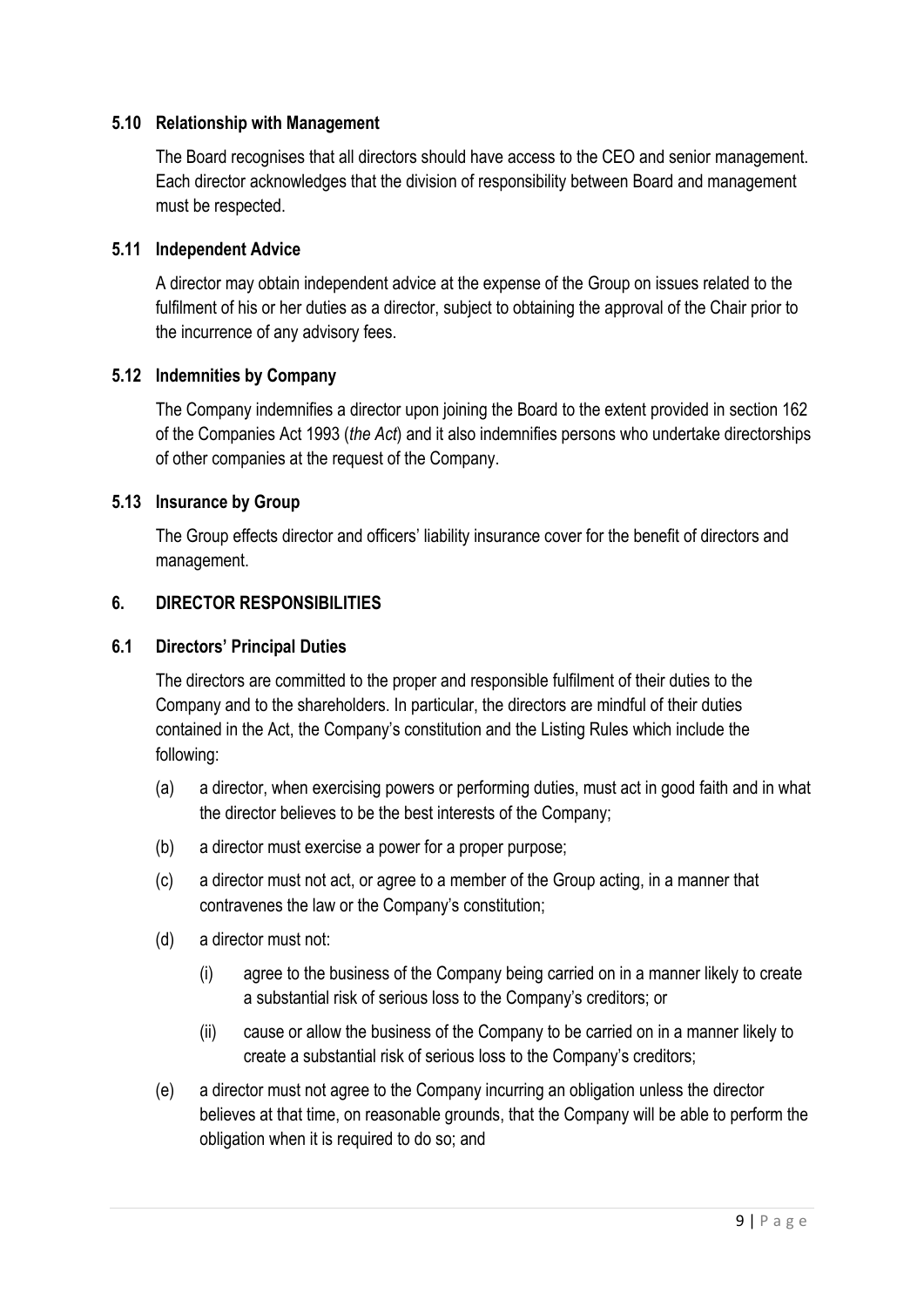### 5.10 Relationship with Management

The Board recognises that all directors should have access to the CEO and senior management. Each director acknowledges that the division of responsibility between Board and management must be respected.

### 5.11 Independent Advice

A director may obtain independent advice at the expense of the Group on issues related to the fulfilment of his or her duties as a director, subject to obtaining the approval of the Chair prior to the incurrence of any advisory fees.

### 5.12 Indemnities by Company

The Company indemnifies a director upon joining the Board to the extent provided in section 162 of the Companies Act 1993 (*the Act*) and it also indemnifies persons who undertake directorships of other companies at the request of the Company.

### 5.13 Insurance by Group

The Group effects director and officers' liability insurance cover for the benefit of directors and management.

## 6. DIRECTOR RESPONSIBILITIES

### 6.1 Directors' Principal Duties

The directors are committed to the proper and responsible fulfilment of their duties to the Company and to the shareholders. In particular, the directors are mindful of their duties contained in the Act, the Company's constitution and the Listing Rules which include the following:

(a) a director, when exercising powers or performing duties, must act in good faith and in what the director believes to be the best interests of the Company;

(b) a director must exercise a power for a proper purpose;

(c) a director must not act, or agree to a member of the Group acting, in a manner that contravenes the law or the Company's constitution;

(d) a director must not:

  (i) agree to the business of the Company being carried on in a manner likely to create a substantial risk of serious loss to the Company's creditors; or

  (ii) cause or allow the business of the Company to be carried on in a manner likely to create a substantial risk of serious loss to the Company's creditors;

(e) a director must not agree to the Company incurring an obligation unless the director believes at that time, on reasonable grounds, that the Company will be able to perform the obligation when it is required to do so; and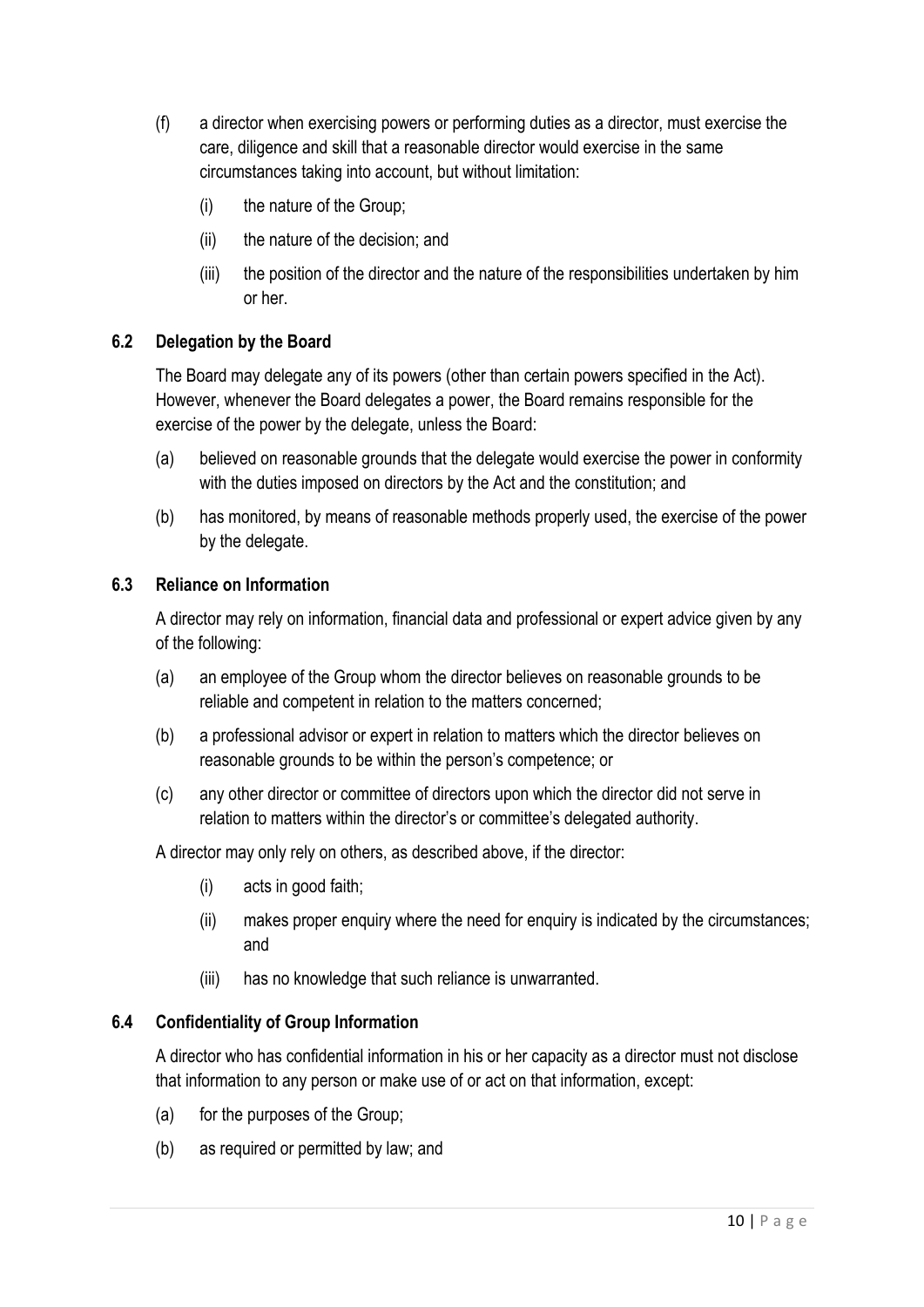(f) a director when exercising powers or performing duties as a director, must exercise the care, diligence and skill that a reasonable director would exercise in the same circumstances taking into account, but without limitation:

   (i) the nature of the Group;

   (ii) the nature of the decision; and

   (iii) the position of the director and the nature of the responsibilities undertaken by him or her.

### 6.2 Delegation by the Board

The Board may delegate any of its powers (other than certain powers specified in the Act). However, whenever the Board delegates a power, the Board remains responsible for the exercise of the power by the delegate, unless the Board:

(a) believed on reasonable grounds that the delegate would exercise the power in conformity with the duties imposed on directors by the Act and the constitution; and

(b) has monitored, by means of reasonable methods properly used, the exercise of the power by the delegate.

### 6.3 Reliance on Information

A director may rely on information, financial data and professional or expert advice given by any of the following:

(a) an employee of the Group whom the director believes on reasonable grounds to be reliable and competent in relation to the matters concerned;

(b) a professional advisor or expert in relation to matters which the director believes on reasonable grounds to be within the person's competence; or

(c) any other director or committee of directors upon which the director did not serve in relation to matters within the director's or committee's delegated authority.

A director may only rely on others, as described above, if the director:

   (i) acts in good faith;

   (ii) makes proper enquiry where the need for enquiry is indicated by the circumstances; and

   (iii) has no knowledge that such reliance is unwarranted.

### 6.4 Confidentiality of Group Information

A director who has confidential information in his or her capacity as a director must not disclose that information to any person or make use of or act on that information, except:

(a) for the purposes of the Group;

(b) as required or permitted by law; and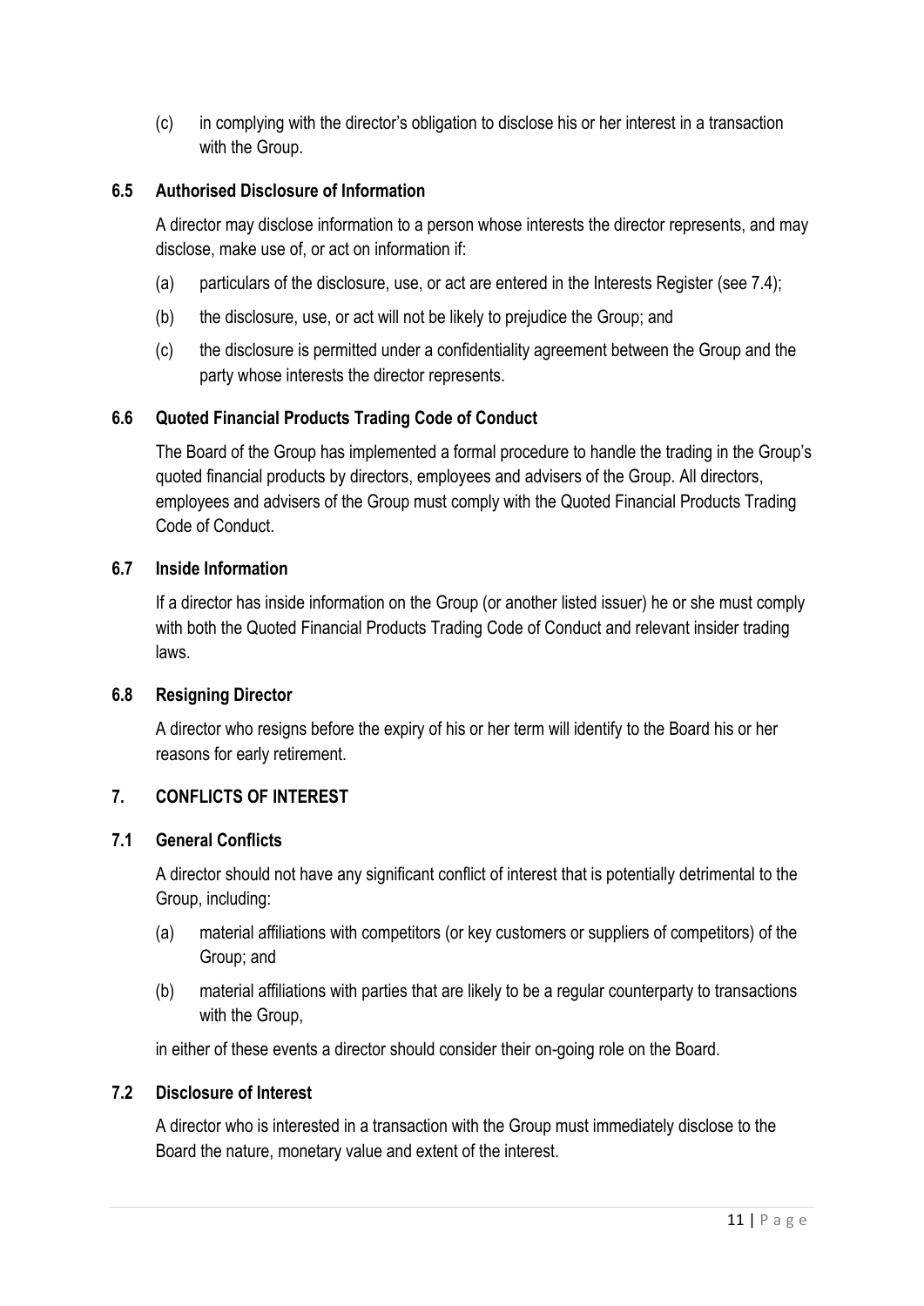(c) in complying with the director's obligation to disclose his or her interest in a transaction with the Group.

### 6.5 Authorised Disclosure of Information

A director may disclose information to a person whose interests the director represents, and may disclose, make use of, or act on information if:

(a) particulars of the disclosure, use, or act are entered in the Interests Register (see 7.4);

(b) the disclosure, use, or act will not be likely to prejudice the Group; and

(c) the disclosure is permitted under a confidentiality agreement between the Group and the party whose interests the director represents.

### 6.6 Quoted Financial Products Trading Code of Conduct

The Board of the Group has implemented a formal procedure to handle the trading in the Group's quoted financial products by directors, employees and advisers of the Group. All directors, employees and advisers of the Group must comply with the Quoted Financial Products Trading Code of Conduct.

### 6.7 Inside Information

If a director has inside information on the Group (or another listed issuer) he or she must comply with both the Quoted Financial Products Trading Code of Conduct and relevant insider trading laws.

### 6.8 Resigning Director

A director who resigns before the expiry of his or her term will identify to the Board his or her reasons for early retirement.

## 7. CONFLICTS OF INTEREST

### 7.1 General Conflicts

A director should not have any significant conflict of interest that is potentially detrimental to the Group, including:

(a) material affiliations with competitors (or key customers or suppliers of competitors) of the Group; and

(b) material affiliations with parties that are likely to be a regular counterparty to transactions with the Group,

in either of these events a director should consider their on-going role on the Board.

### 7.2 Disclosure of Interest

A director who is interested in a transaction with the Group must immediately disclose to the Board the nature, monetary value and extent of the interest.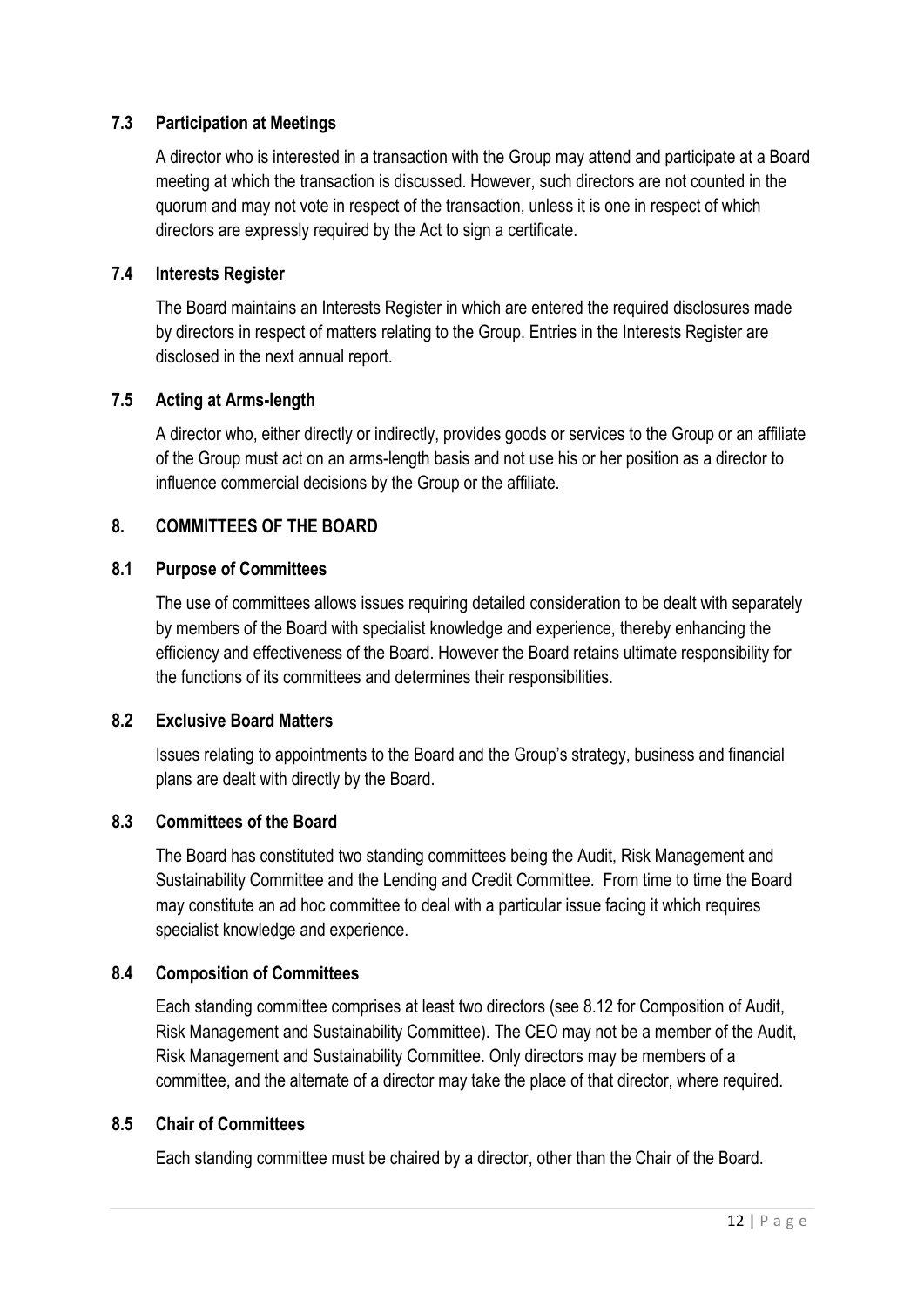### 7.3 Participation at Meetings

A director who is interested in a transaction with the Group may attend and participate at a Board meeting at which the transaction is discussed. However, such directors are not counted in the quorum and may not vote in respect of the transaction, unless it is one in respect of which directors are expressly required by the Act to sign a certificate.

### 7.4 Interests Register

The Board maintains an Interests Register in which are entered the required disclosures made by directors in respect of matters relating to the Group. Entries in the Interests Register are disclosed in the next annual report.

### 7.5 Acting at Arms-length

A director who, either directly or indirectly, provides goods or services to the Group or an affiliate of the Group must act on an arms-length basis and not use his or her position as a director to influence commercial decisions by the Group or the affiliate.

## 8. COMMITTEES OF THE BOARD

### 8.1 Purpose of Committees

The use of committees allows issues requiring detailed consideration to be dealt with separately by members of the Board with specialist knowledge and experience, thereby enhancing the efficiency and effectiveness of the Board. However the Board retains ultimate responsibility for the functions of its committees and determines their responsibilities.

### 8.2 Exclusive Board Matters

Issues relating to appointments to the Board and the Group's strategy, business and financial plans are dealt with directly by the Board.

### 8.3 Committees of the Board

The Board has constituted two standing committees being the Audit, Risk Management and Sustainability Committee and the Lending and Credit Committee. From time to time the Board may constitute an ad hoc committee to deal with a particular issue facing it which requires specialist knowledge and experience.

### 8.4 Composition of Committees

Each standing committee comprises at least two directors (see 8.12 for Composition of Audit, Risk Management and Sustainability Committee). The CEO may not be a member of the Audit, Risk Management and Sustainability Committee. Only directors may be members of a committee, and the alternate of a director may take the place of that director, where required.

### 8.5 Chair of Committees

Each standing committee must be chaired by a director, other than the Chair of the Board.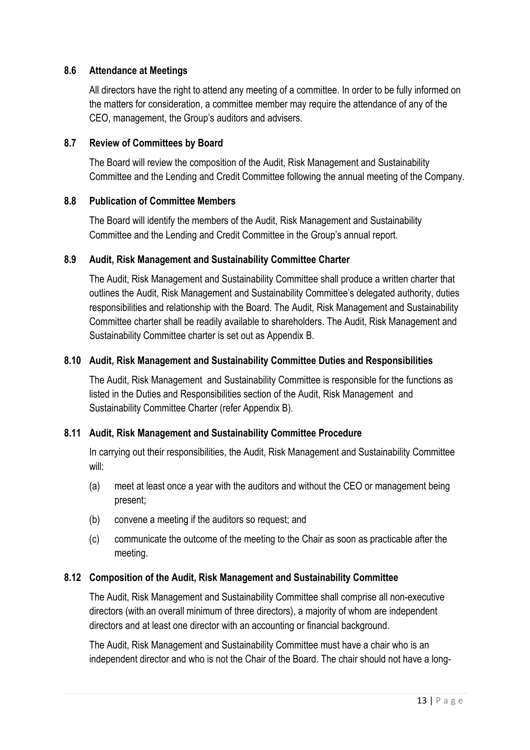### 8.6 Attendance at Meetings

All directors have the right to attend any meeting of a committee. In order to be fully informed on the matters for consideration, a committee member may require the attendance of any of the CEO, management, the Group's auditors and advisers.

### 8.7 Review of Committees by Board

The Board will review the composition of the Audit, Risk Management and Sustainability Committee and the Lending and Credit Committee following the annual meeting of the Company.

### 8.8 Publication of Committee Members

The Board will identify the members of the Audit, Risk Management and Sustainability Committee and the Lending and Credit Committee in the Group's annual report.

### 8.9 Audit, Risk Management and Sustainability Committee Charter

The Audit, Risk Management and Sustainability Committee shall produce a written charter that outlines the Audit, Risk Management and Sustainability Committee's delegated authority, duties responsibilities and relationship with the Board. The Audit, Risk Management and Sustainability Committee charter shall be readily available to shareholders. The Audit, Risk Management and Sustainability Committee charter is set out as Appendix B.

### 8.10 Audit, Risk Management and Sustainability Committee Duties and Responsibilities

The Audit, Risk Management and Sustainability Committee is responsible for the functions as listed in the Duties and Responsibilities section of the Audit, Risk Management and Sustainability Committee Charter (refer Appendix B).

### 8.11 Audit, Risk Management and Sustainability Committee Procedure

In carrying out their responsibilities, the Audit, Risk Management and Sustainability Committee will:

(a) meet at least once a year with the auditors and without the CEO or management being present;

(b) convene a meeting if the auditors so request; and

(c) communicate the outcome of the meeting to the Chair as soon as practicable after the meeting.

### 8.12 Composition of the Audit, Risk Management and Sustainability Committee

The Audit, Risk Management and Sustainability Committee shall comprise all non-executive directors (with an overall minimum of three directors), a majority of whom are independent directors and at least one director with an accounting or financial background.

The Audit, Risk Management and Sustainability Committee must have a chair who is an independent director and who is not the Chair of the Board. The chair should not have a long-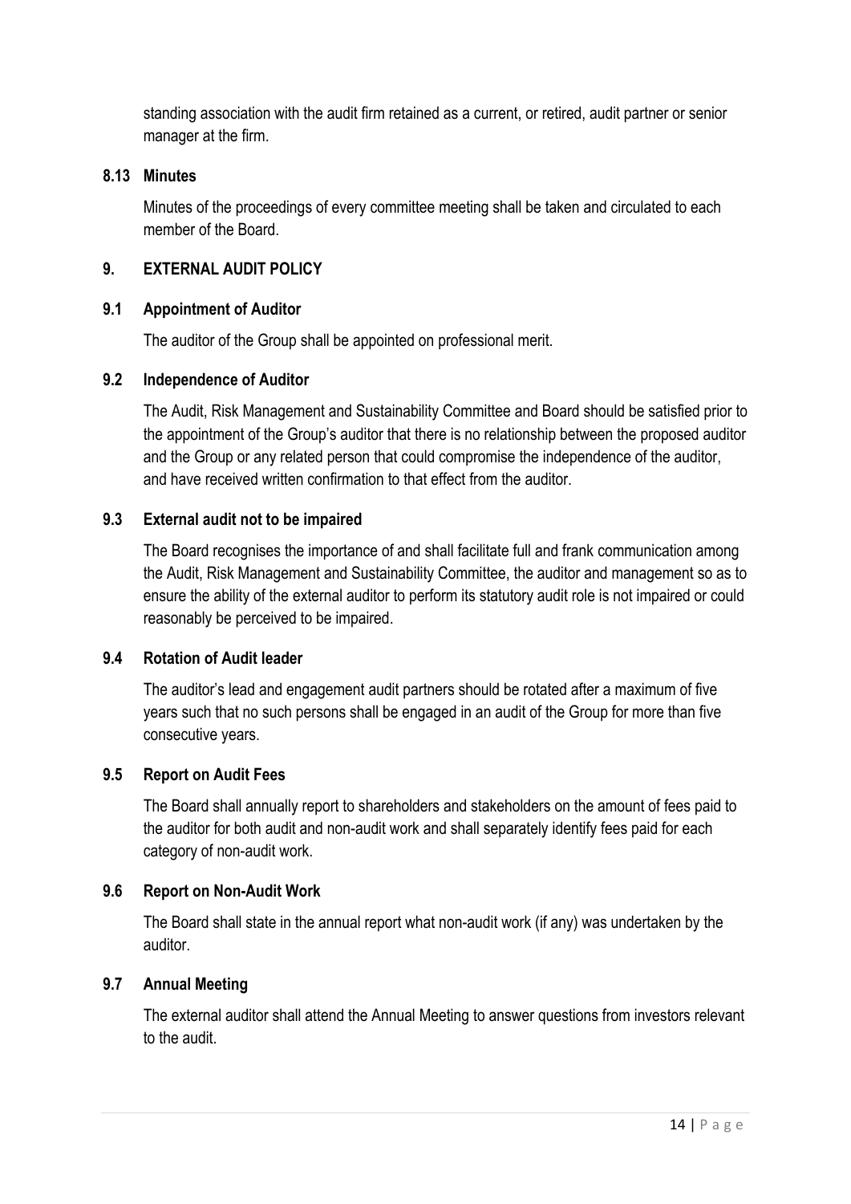standing association with the audit firm retained as a current, or retired, audit partner or senior manager at the firm.

### 8.13 Minutes

Minutes of the proceedings of every committee meeting shall be taken and circulated to each member of the Board.

## 9. EXTERNAL AUDIT POLICY

### 9.1 Appointment of Auditor

The auditor of the Group shall be appointed on professional merit.

### 9.2 Independence of Auditor

The Audit, Risk Management and Sustainability Committee and Board should be satisfied prior to the appointment of the Group's auditor that there is no relationship between the proposed auditor and the Group or any related person that could compromise the independence of the auditor, and have received written confirmation to that effect from the auditor.

### 9.3 External audit not to be impaired

The Board recognises the importance of and shall facilitate full and frank communication among the Audit, Risk Management and Sustainability Committee, the auditor and management so as to ensure the ability of the external auditor to perform its statutory audit role is not impaired or could reasonably be perceived to be impaired.

### 9.4 Rotation of Audit leader

The auditor's lead and engagement audit partners should be rotated after a maximum of five years such that no such persons shall be engaged in an audit of the Group for more than five consecutive years.

### 9.5 Report on Audit Fees

The Board shall annually report to shareholders and stakeholders on the amount of fees paid to the auditor for both audit and non-audit work and shall separately identify fees paid for each category of non-audit work.

### 9.6 Report on Non-Audit Work

The Board shall state in the annual report what non-audit work (if any) was undertaken by the auditor.

### 9.7 Annual Meeting

The external auditor shall attend the Annual Meeting to answer questions from investors relevant to the audit.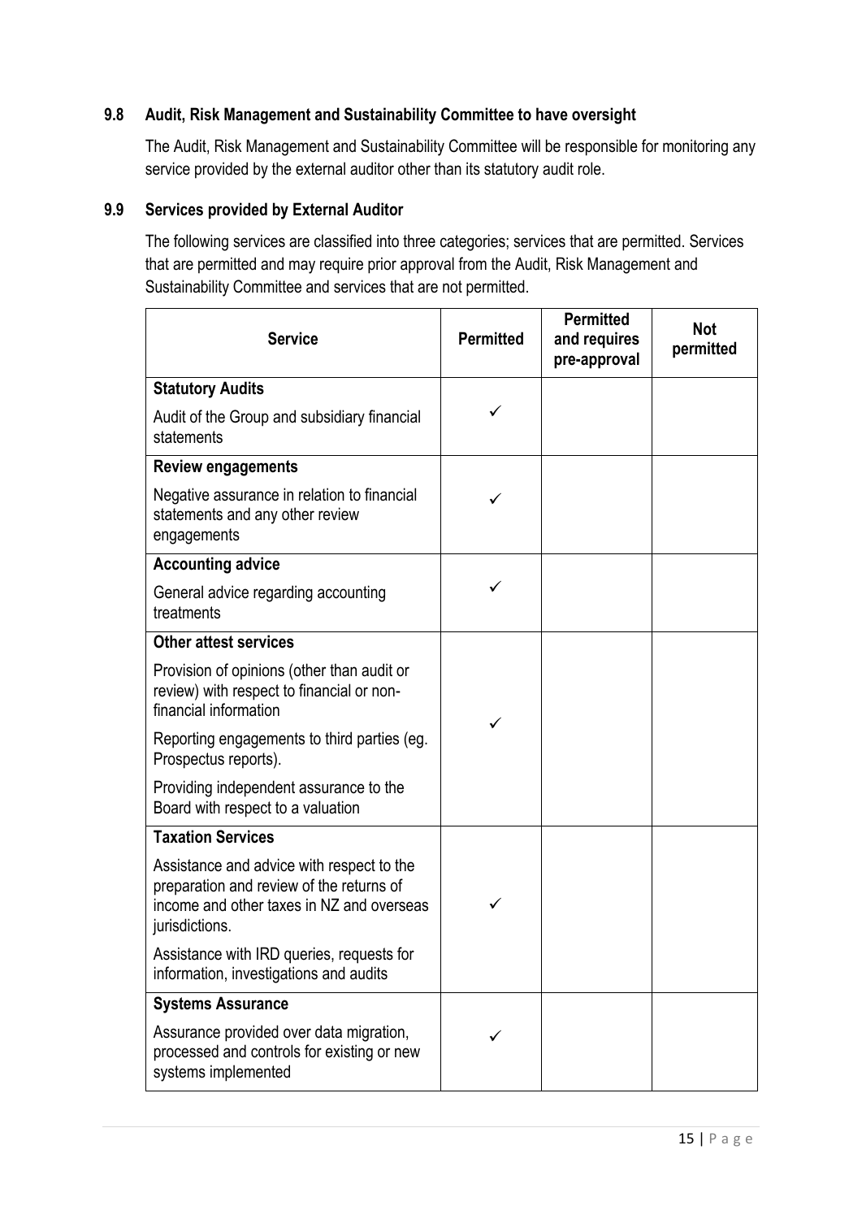### 9.8 Audit, Risk Management and Sustainability Committee to have oversight

The Audit, Risk Management and Sustainability Committee will be responsible for monitoring any service provided by the external auditor other than its statutory audit role.

### 9.9 Services provided by External Auditor

The following services are classified into three categories; services that are permitted. Services that are permitted and may require prior approval from the Audit, Risk Management and Sustainability Committee and services that are not permitted.

| Service | Permitted | Permitted and requires pre-approval | Not permitted |
|---|---|---|---|
| **Statutory Audits**<br>Audit of the Group and subsidiary financial statements | ✓ | | |
| **Review engagements**<br>Negative assurance in relation to financial statements and any other review engagements | ✓ | | |
| **Accounting advice**<br>General advice regarding accounting treatments | ✓ | | |
| **Other attest services**<br>Provision of opinions (other than audit or review) with respect to financial or non-financial information<br>Reporting engagements to third parties (eg. Prospectus reports).<br>Providing independent assurance to the Board with respect to a valuation | ✓ | | |
| **Taxation Services**<br>Assistance and advice with respect to the preparation and review of the returns of income and other taxes in NZ and overseas jurisdictions.<br>Assistance with IRD queries, requests for information, investigations and audits | ✓ | | |
| **Systems Assurance**<br>Assurance provided over data migration, processed and controls for existing or new systems implemented | ✓ | | |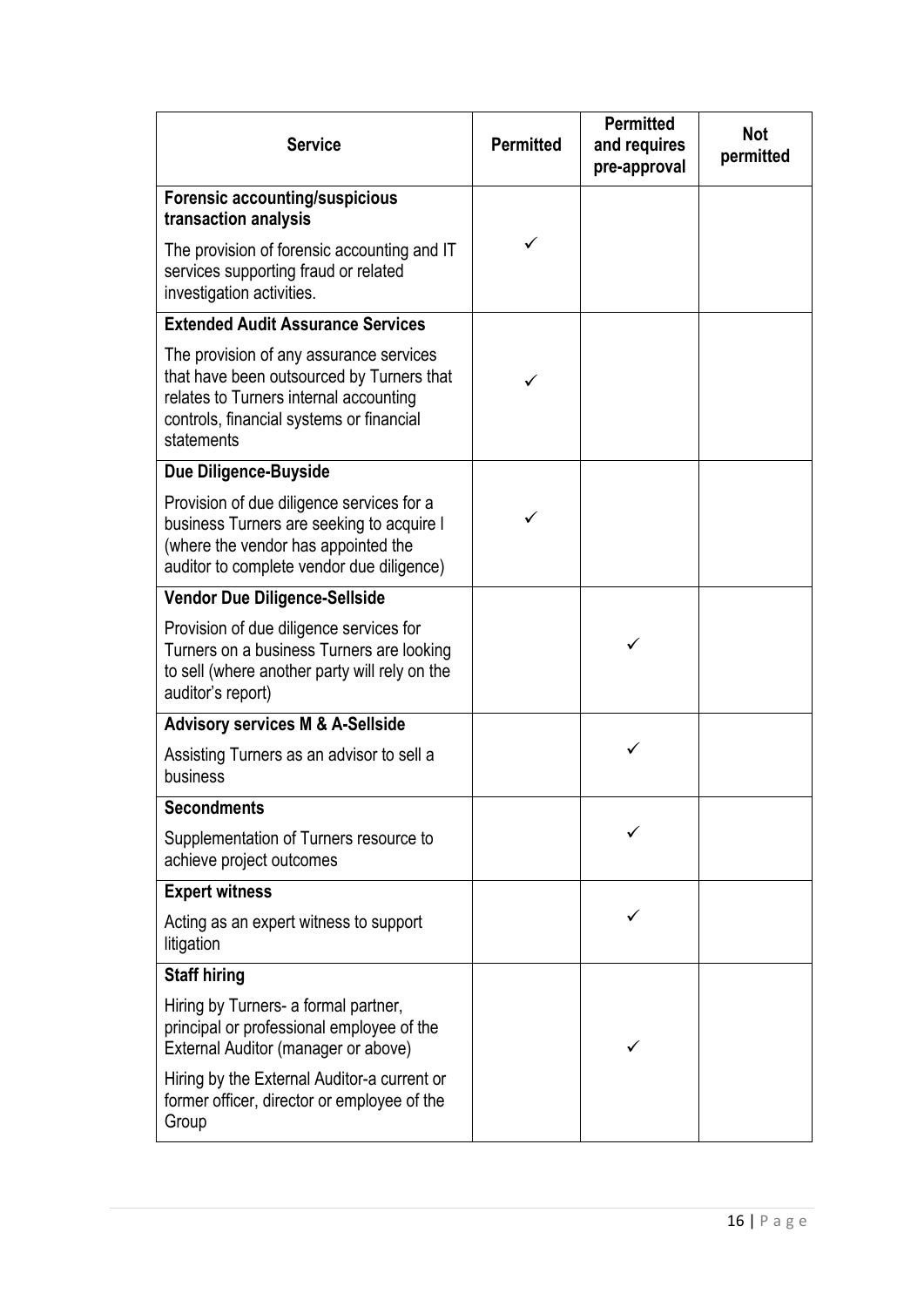| Service | Permitted | Permitted and requires pre-approval | Not permitted |
|---|---|---|---|
| **Forensic accounting/suspicious transaction analysis**<br>The provision of forensic accounting and IT services supporting fraud or related investigation activities. | ✓ | | |
| **Extended Audit Assurance Services**<br>The provision of any assurance services that have been outsourced by Turners that relates to Turners internal accounting controls, financial systems or financial statements | ✓ | | |
| **Due Diligence-Buyside**<br>Provision of due diligence services for a business Turners are seeking to acquire l (where the vendor has appointed the auditor to complete vendor due diligence) | ✓ | | |
| **Vendor Due Diligence-Sellside**<br>Provision of due diligence services for Turners on a business Turners are looking to sell (where another party will rely on the auditor's report) | | ✓ | |
| **Advisory services M & A-Sellside**<br>Assisting Turners as an advisor to sell a business | | ✓ | |
| **Secondments**<br>Supplementation of Turners resource to achieve project outcomes | | ✓ | |
| **Expert witness**<br>Acting as an expert witness to support litigation | | ✓ | |
| **Staff hiring**<br>Hiring by Turners- a formal partner, principal or professional employee of the External Auditor (manager or above)<br>Hiring by the External Auditor-a current or former officer, director or employee of the Group | | ✓ | |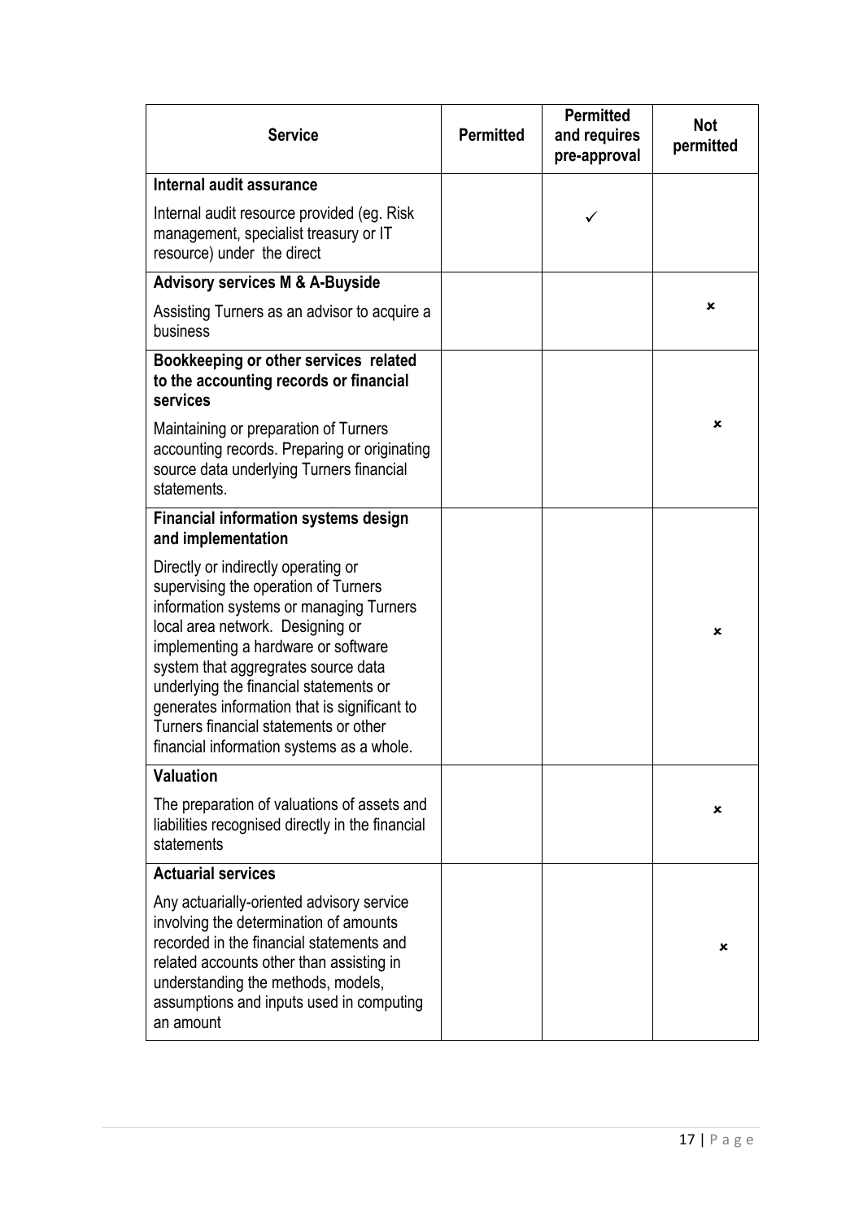| Service | Permitted | Permitted and requires pre-approval | Not permitted |
|---|---|---|---|
| **Internal audit assurance**<br>Internal audit resource provided (eg. Risk management, specialist treasury or IT resource) under the direct | | ✓ | |
| **Advisory services M & A-Buyside**<br>Assisting Turners as an advisor to acquire a business | | | × |
| **Bookkeeping or other services related to the accounting records or financial services**<br>Maintaining or preparation of Turners accounting records. Preparing or originating source data underlying Turners financial statements. | | | × |
| **Financial information systems design and implementation**<br>Directly or indirectly operating or supervising the operation of Turners information systems or managing Turners local area network. Designing or implementing a hardware or software system that aggregrates source data underlying the financial statements or generates information that is significant to Turners financial statements or other financial information systems as a whole. | | | × |
| **Valuation**<br>The preparation of valuations of assets and liabilities recognised directly in the financial statements | | | × |
| **Actuarial services**<br>Any actuarially-oriented advisory service involving the determination of amounts recorded in the financial statements and related accounts other than assisting in understanding the methods, models, assumptions and inputs used in computing an amount | | | × |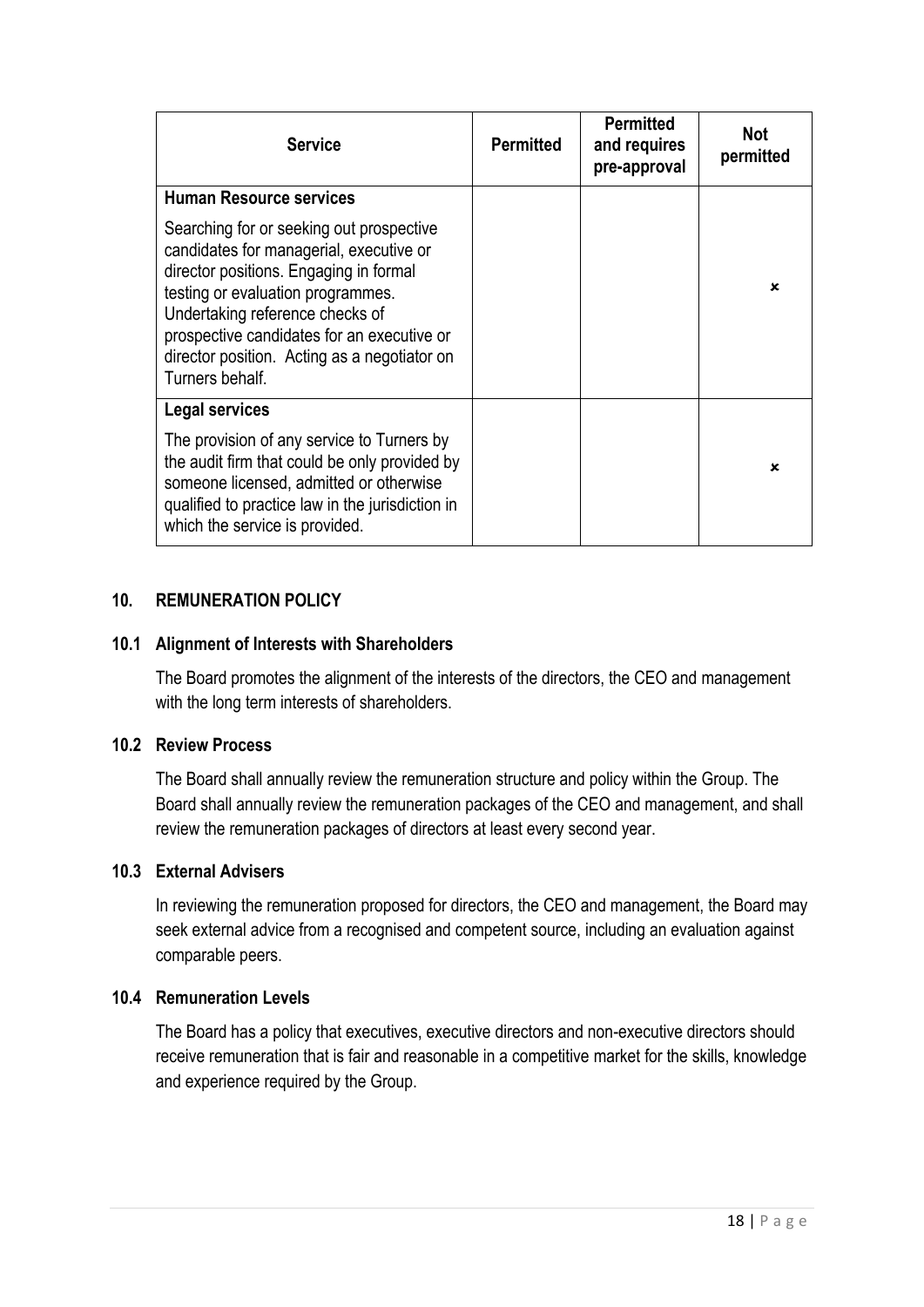| Service | Permitted | Permitted and requires pre-approval | Not permitted |
|---|---|---|---|
| **Human Resource services**<br>Searching for or seeking out prospective candidates for managerial, executive or director positions. Engaging in formal testing or evaluation programmes. Undertaking reference checks of prospective candidates for an executive or director position. Acting as a negotiator on Turners behalf. | | | × |
| **Legal services**<br>The provision of any service to Turners by the audit firm that could be only provided by someone licensed, admitted or otherwise qualified to practice law in the jurisdiction in which the service is provided. | | | × |

## 10. REMUNERATION POLICY

### 10.1 Alignment of Interests with Shareholders

The Board promotes the alignment of the interests of the directors, the CEO and management with the long term interests of shareholders.

### 10.2 Review Process

The Board shall annually review the remuneration structure and policy within the Group. The Board shall annually review the remuneration packages of the CEO and management, and shall review the remuneration packages of directors at least every second year.

### 10.3 External Advisers

In reviewing the remuneration proposed for directors, the CEO and management, the Board may seek external advice from a recognised and competent source, including an evaluation against comparable peers.

### 10.4 Remuneration Levels

The Board has a policy that executives, executive directors and non-executive directors should receive remuneration that is fair and reasonable in a competitive market for the skills, knowledge and experience required by the Group.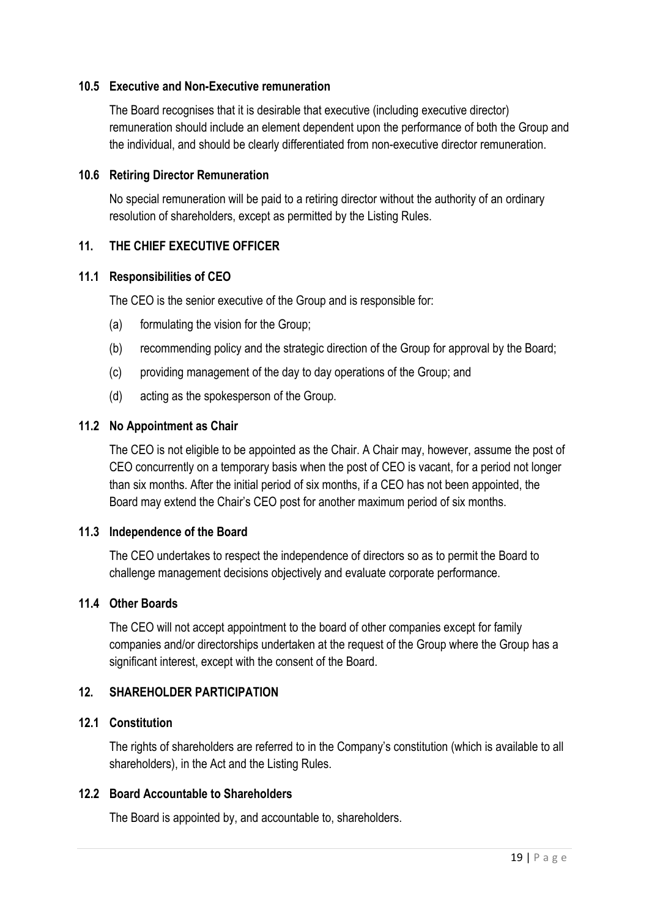### 10.5 Executive and Non-Executive remuneration

The Board recognises that it is desirable that executive (including executive director) remuneration should include an element dependent upon the performance of both the Group and the individual, and should be clearly differentiated from non-executive director remuneration.

### 10.6 Retiring Director Remuneration

No special remuneration will be paid to a retiring director without the authority of an ordinary resolution of shareholders, except as permitted by the Listing Rules.

## 11. THE CHIEF EXECUTIVE OFFICER

### 11.1 Responsibilities of CEO

The CEO is the senior executive of the Group and is responsible for:

(a) formulating the vision for the Group;

(b) recommending policy and the strategic direction of the Group for approval by the Board;

(c) providing management of the day to day operations of the Group; and

(d) acting as the spokesperson of the Group.

### 11.2 No Appointment as Chair

The CEO is not eligible to be appointed as the Chair. A Chair may, however, assume the post of CEO concurrently on a temporary basis when the post of CEO is vacant, for a period not longer than six months. After the initial period of six months, if a CEO has not been appointed, the Board may extend the Chair's CEO post for another maximum period of six months.

### 11.3 Independence of the Board

The CEO undertakes to respect the independence of directors so as to permit the Board to challenge management decisions objectively and evaluate corporate performance.

### 11.4 Other Boards

The CEO will not accept appointment to the board of other companies except for family companies and/or directorships undertaken at the request of the Group where the Group has a significant interest, except with the consent of the Board.

## 12. SHAREHOLDER PARTICIPATION

### 12.1 Constitution

The rights of shareholders are referred to in the Company's constitution (which is available to all shareholders), in the Act and the Listing Rules.

### 12.2 Board Accountable to Shareholders

The Board is appointed by, and accountable to, shareholders.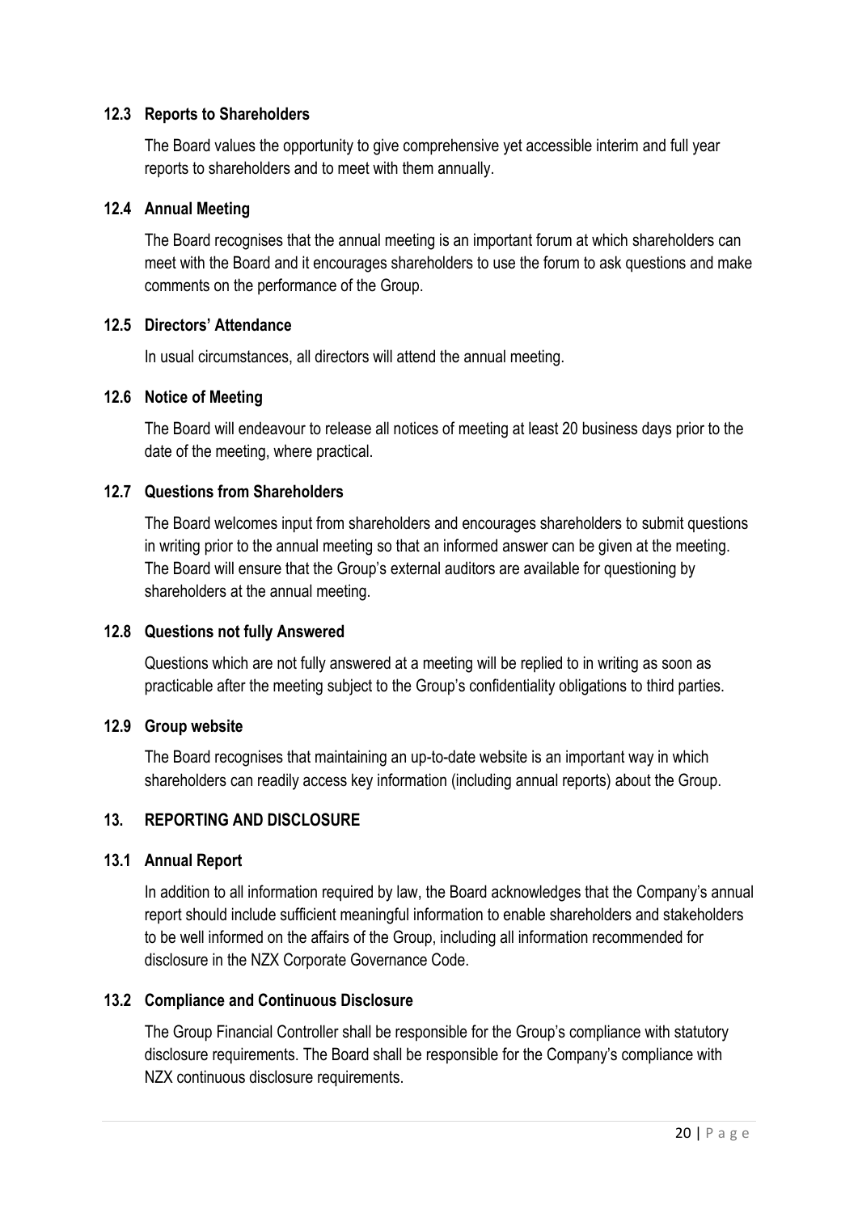### 12.3 Reports to Shareholders

The Board values the opportunity to give comprehensive yet accessible interim and full year reports to shareholders and to meet with them annually.

### 12.4 Annual Meeting

The Board recognises that the annual meeting is an important forum at which shareholders can meet with the Board and it encourages shareholders to use the forum to ask questions and make comments on the performance of the Group.

### 12.5 Directors' Attendance

In usual circumstances, all directors will attend the annual meeting.

### 12.6 Notice of Meeting

The Board will endeavour to release all notices of meeting at least 20 business days prior to the date of the meeting, where practical.

### 12.7 Questions from Shareholders

The Board welcomes input from shareholders and encourages shareholders to submit questions in writing prior to the annual meeting so that an informed answer can be given at the meeting. The Board will ensure that the Group's external auditors are available for questioning by shareholders at the annual meeting.

### 12.8 Questions not fully Answered

Questions which are not fully answered at a meeting will be replied to in writing as soon as practicable after the meeting subject to the Group's confidentiality obligations to third parties.

### 12.9 Group website

The Board recognises that maintaining an up-to-date website is an important way in which shareholders can readily access key information (including annual reports) about the Group.

## 13. REPORTING AND DISCLOSURE

### 13.1 Annual Report

In addition to all information required by law, the Board acknowledges that the Company's annual report should include sufficient meaningful information to enable shareholders and stakeholders to be well informed on the affairs of the Group, including all information recommended for disclosure in the NZX Corporate Governance Code.

### 13.2 Compliance and Continuous Disclosure

The Group Financial Controller shall be responsible for the Group's compliance with statutory disclosure requirements. The Board shall be responsible for the Company's compliance with NZX continuous disclosure requirements.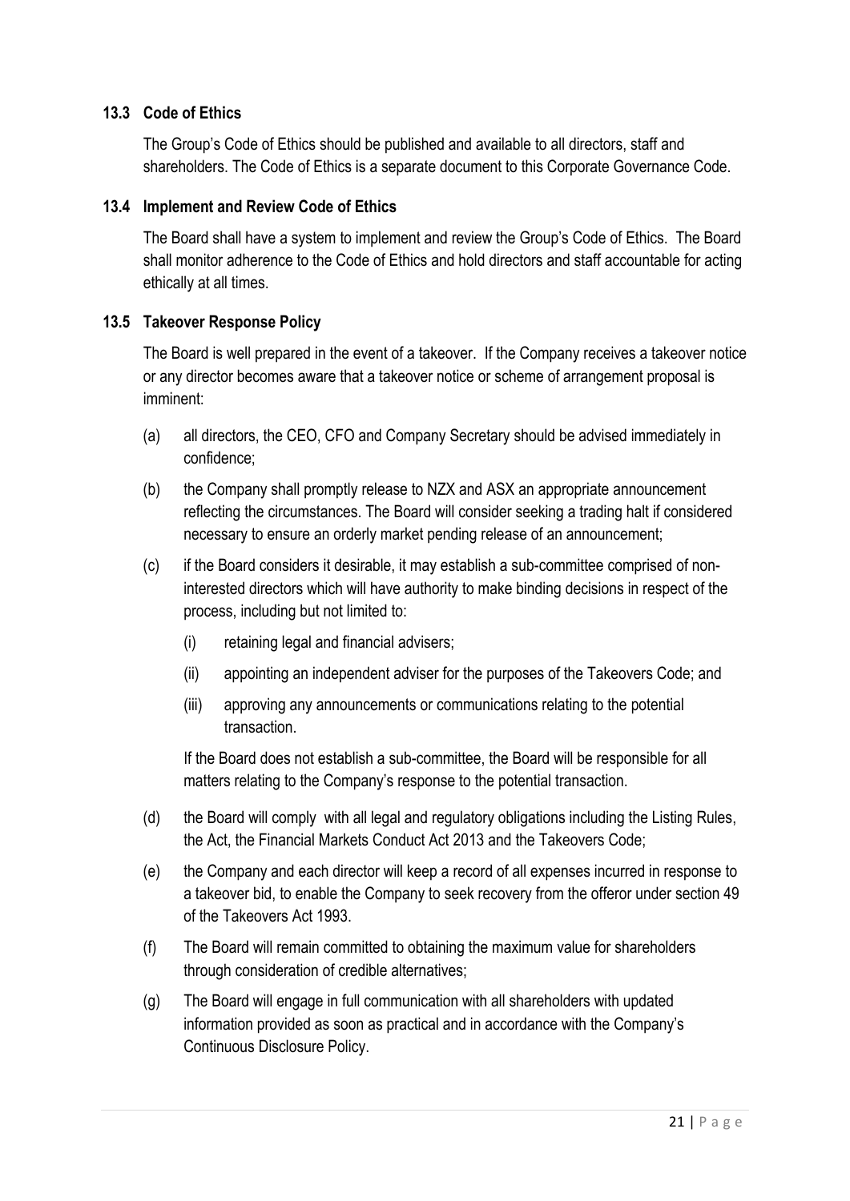### 13.3 Code of Ethics

The Group's Code of Ethics should be published and available to all directors, staff and shareholders. The Code of Ethics is a separate document to this Corporate Governance Code.

### 13.4 Implement and Review Code of Ethics

The Board shall have a system to implement and review the Group's Code of Ethics. The Board shall monitor adherence to the Code of Ethics and hold directors and staff accountable for acting ethically at all times.

### 13.5 Takeover Response Policy

The Board is well prepared in the event of a takeover. If the Company receives a takeover notice or any director becomes aware that a takeover notice or scheme of arrangement proposal is imminent:

(a) all directors, the CEO, CFO and Company Secretary should be advised immediately in confidence;

(b) the Company shall promptly release to NZX and ASX an appropriate announcement reflecting the circumstances. The Board will consider seeking a trading halt if considered necessary to ensure an orderly market pending release of an announcement;

(c) if the Board considers it desirable, it may establish a sub-committee comprised of non-interested directors which will have authority to make binding decisions in respect of the process, including but not limited to:

   (i) retaining legal and financial advisers;

   (ii) appointing an independent adviser for the purposes of the Takeovers Code; and

   (iii) approving any announcements or communications relating to the potential transaction.

   If the Board does not establish a sub-committee, the Board will be responsible for all matters relating to the Company's response to the potential transaction.

(d) the Board will comply with all legal and regulatory obligations including the Listing Rules, the Act, the Financial Markets Conduct Act 2013 and the Takeovers Code;

(e) the Company and each director will keep a record of all expenses incurred in response to a takeover bid, to enable the Company to seek recovery from the offeror under section 49 of the Takeovers Act 1993.

(f) The Board will remain committed to obtaining the maximum value for shareholders through consideration of credible alternatives;

(g) The Board will engage in full communication with all shareholders with updated information provided as soon as practical and in accordance with the Company's Continuous Disclosure Policy.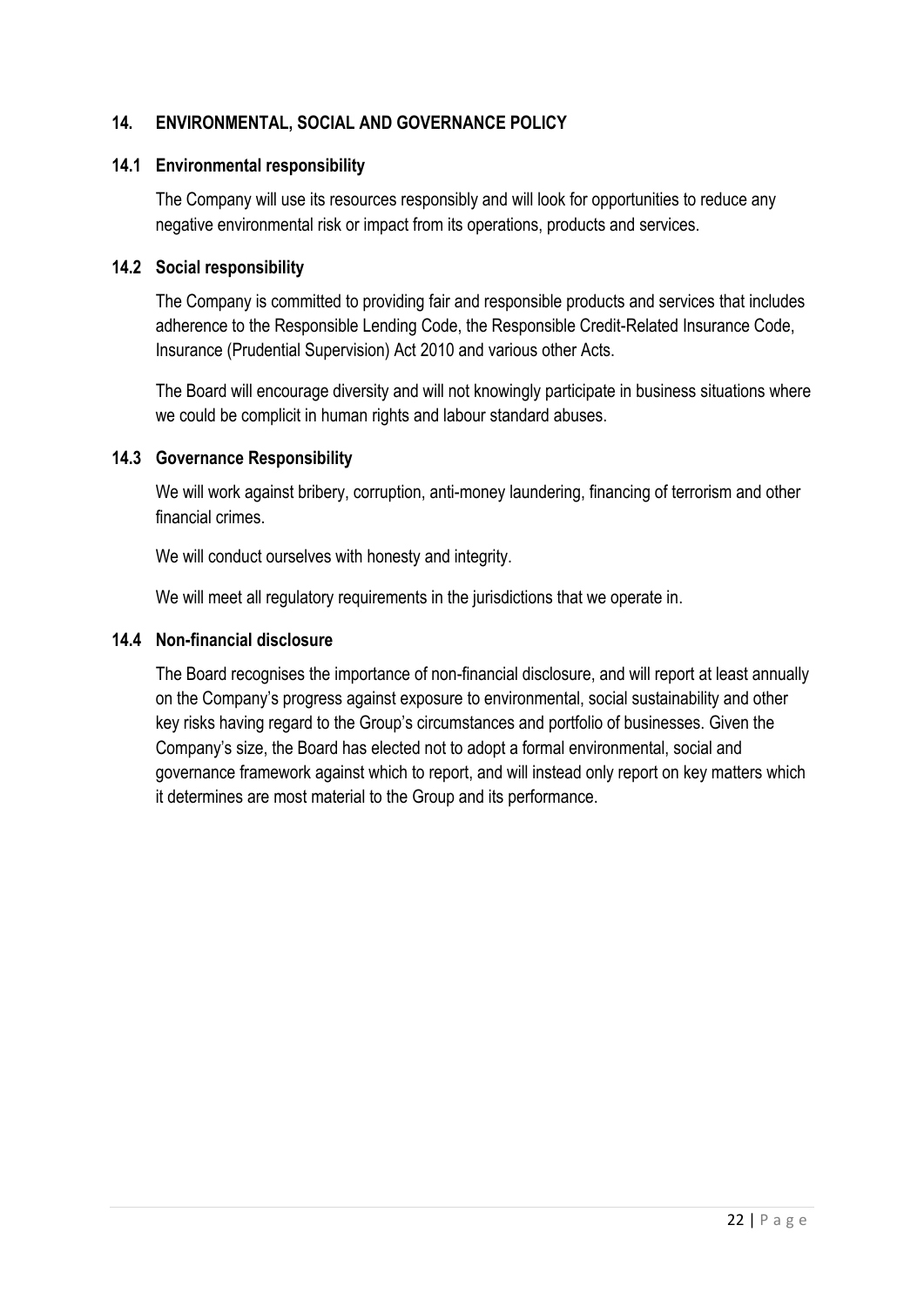## 14. ENVIRONMENTAL, SOCIAL AND GOVERNANCE POLICY

### 14.1 Environmental responsibility

The Company will use its resources responsibly and will look for opportunities to reduce any negative environmental risk or impact from its operations, products and services.

### 14.2 Social responsibility

The Company is committed to providing fair and responsible products and services that includes adherence to the Responsible Lending Code, the Responsible Credit-Related Insurance Code, Insurance (Prudential Supervision) Act 2010 and various other Acts.

The Board will encourage diversity and will not knowingly participate in business situations where we could be complicit in human rights and labour standard abuses.

### 14.3 Governance Responsibility

We will work against bribery, corruption, anti-money laundering, financing of terrorism and other financial crimes.

We will conduct ourselves with honesty and integrity.

We will meet all regulatory requirements in the jurisdictions that we operate in.

### 14.4 Non-financial disclosure

The Board recognises the importance of non-financial disclosure, and will report at least annually on the Company's progress against exposure to environmental, social sustainability and other key risks having regard to the Group's circumstances and portfolio of businesses. Given the Company's size, the Board has elected not to adopt a formal environmental, social and governance framework against which to report, and will instead only report on key matters which it determines are most material to the Group and its performance.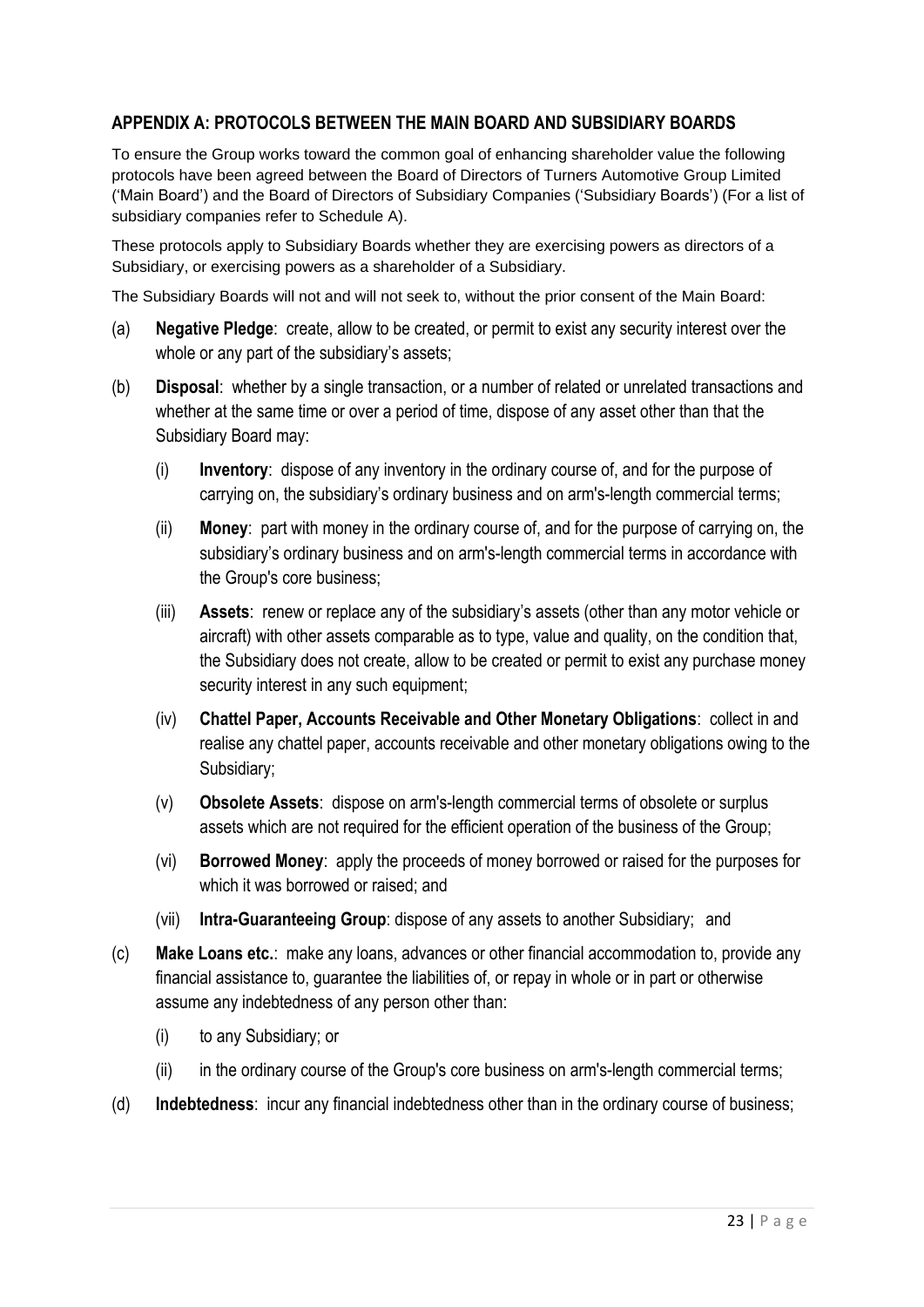## APPENDIX A: PROTOCOLS BETWEEN THE MAIN BOARD AND SUBSIDIARY BOARDS

To ensure the Group works toward the common goal of enhancing shareholder value the following protocols have been agreed between the Board of Directors of Turners Automotive Group Limited ('Main Board') and the Board of Directors of Subsidiary Companies ('Subsidiary Boards') (For a list of subsidiary companies refer to Schedule A).

These protocols apply to Subsidiary Boards whether they are exercising powers as directors of a Subsidiary, or exercising powers as a shareholder of a Subsidiary.

The Subsidiary Boards will not and will not seek to, without the prior consent of the Main Board:

(a) **Negative Pledge**: create, allow to be created, or permit to exist any security interest over the whole or any part of the subsidiary's assets;

(b) **Disposal**: whether by a single transaction, or a number of related or unrelated transactions and whether at the same time or over a period of time, dispose of any asset other than that the Subsidiary Board may:

  (i) **Inventory**: dispose of any inventory in the ordinary course of, and for the purpose of carrying on, the subsidiary's ordinary business and on arm's-length commercial terms;

  (ii) **Money**: part with money in the ordinary course of, and for the purpose of carrying on, the subsidiary's ordinary business and on arm's-length commercial terms in accordance with the Group's core business;

  (iii) **Assets**: renew or replace any of the subsidiary's assets (other than any motor vehicle or aircraft) with other assets comparable as to type, value and quality, on the condition that, the Subsidiary does not create, allow to be created or permit to exist any purchase money security interest in any such equipment;

  (iv) **Chattel Paper, Accounts Receivable and Other Monetary Obligations**: collect in and realise any chattel paper, accounts receivable and other monetary obligations owing to the Subsidiary;

  (v) **Obsolete Assets**: dispose on arm's-length commercial terms of obsolete or surplus assets which are not required for the efficient operation of the business of the Group;

  (vi) **Borrowed Money**: apply the proceeds of money borrowed or raised for the purposes for which it was borrowed or raised; and

  (vii) **Intra-Guaranteeing Group**: dispose of any assets to another Subsidiary; and

(c) **Make Loans etc.**: make any loans, advances or other financial accommodation to, provide any financial assistance to, guarantee the liabilities of, or repay in whole or in part or otherwise assume any indebtedness of any person other than:

  (i) to any Subsidiary; or

  (ii) in the ordinary course of the Group's core business on arm's-length commercial terms;

(d) **Indebtedness**: incur any financial indebtedness other than in the ordinary course of business;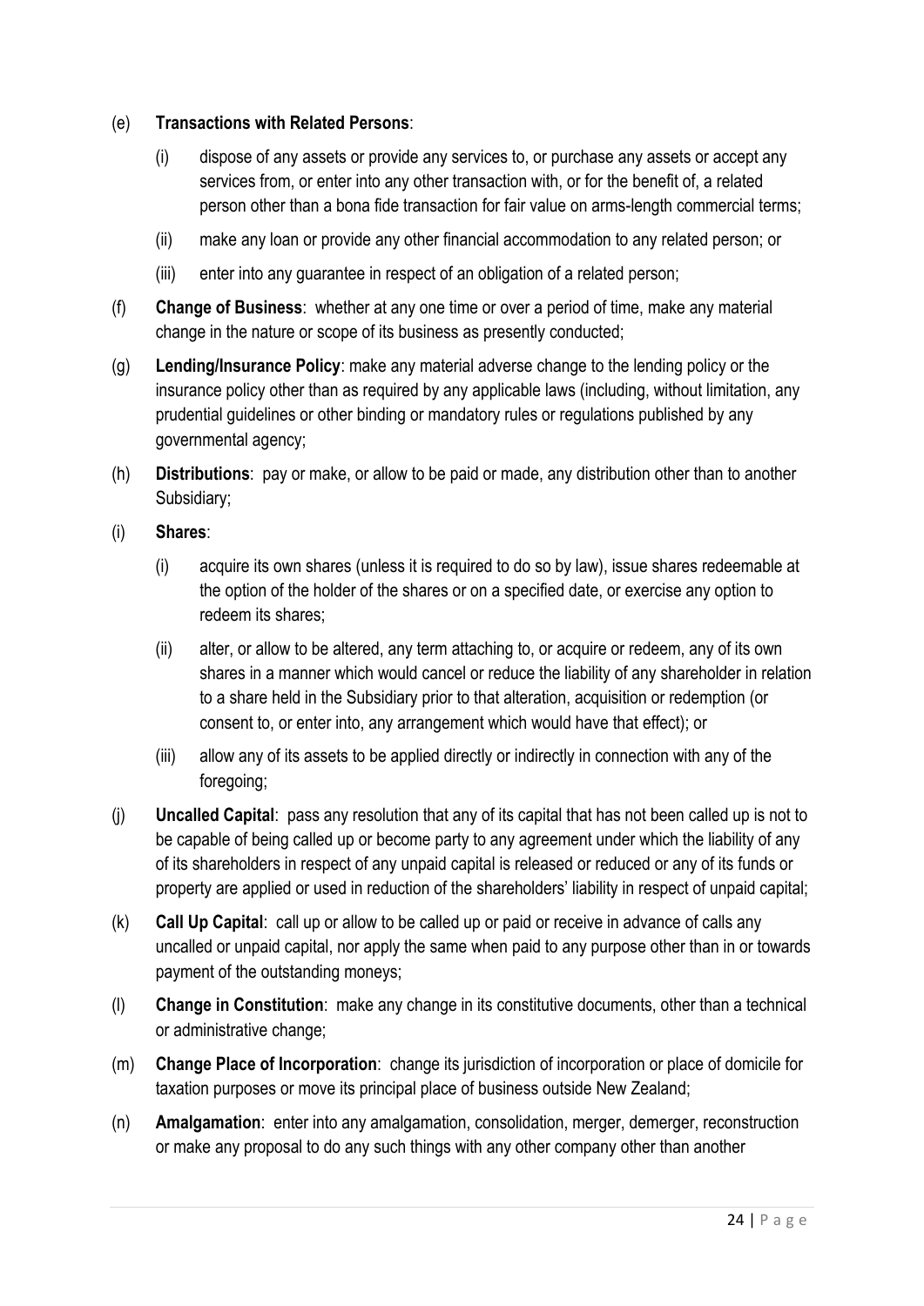(e) **Transactions with Related Persons**:

  (i) dispose of any assets or provide any services to, or purchase any assets or accept any services from, or enter into any other transaction with, or for the benefit of, a related person other than a bona fide transaction for fair value on arms-length commercial terms;

  (ii) make any loan or provide any other financial accommodation to any related person; or

  (iii) enter into any guarantee in respect of an obligation of a related person;

(f) **Change of Business**: whether at any one time or over a period of time, make any material change in the nature or scope of its business as presently conducted;

(g) **Lending/Insurance Policy**: make any material adverse change to the lending policy or the insurance policy other than as required by any applicable laws (including, without limitation, any prudential guidelines or other binding or mandatory rules or regulations published by any governmental agency;

(h) **Distributions**: pay or make, or allow to be paid or made, any distribution other than to another Subsidiary;

(i) **Shares**:

  (i) acquire its own shares (unless it is required to do so by law), issue shares redeemable at the option of the holder of the shares or on a specified date, or exercise any option to redeem its shares;

  (ii) alter, or allow to be altered, any term attaching to, or acquire or redeem, any of its own shares in a manner which would cancel or reduce the liability of any shareholder in relation to a share held in the Subsidiary prior to that alteration, acquisition or redemption (or consent to, or enter into, any arrangement which would have that effect); or

  (iii) allow any of its assets to be applied directly or indirectly in connection with any of the foregoing;

(j) **Uncalled Capital**: pass any resolution that any of its capital that has not been called up is not to be capable of being called up or become party to any agreement under which the liability of any of its shareholders in respect of any unpaid capital is released or reduced or any of its funds or property are applied or used in reduction of the shareholders' liability in respect of unpaid capital;

(k) **Call Up Capital**: call up or allow to be called up or paid or receive in advance of calls any uncalled or unpaid capital, nor apply the same when paid to any purpose other than in or towards payment of the outstanding moneys;

(l) **Change in Constitution**: make any change in its constitutive documents, other than a technical or administrative change;

(m) **Change Place of Incorporation**: change its jurisdiction of incorporation or place of domicile for taxation purposes or move its principal place of business outside New Zealand;

(n) **Amalgamation**: enter into any amalgamation, consolidation, merger, demerger, reconstruction or make any proposal to do any such things with any other company other than another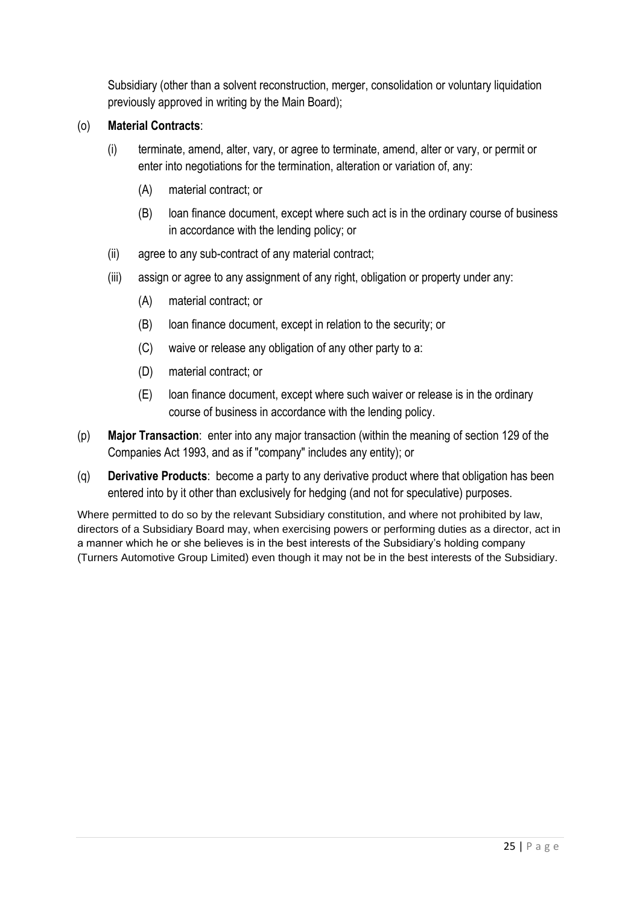Subsidiary (other than a solvent reconstruction, merger, consolidation or voluntary liquidation previously approved in writing by the Main Board);

(o) **Material Contracts**:

  (i) terminate, amend, alter, vary, or agree to terminate, amend, alter or vary, or permit or enter into negotiations for the termination, alteration or variation of, any:

    (A) material contract; or

    (B) loan finance document, except where such act is in the ordinary course of business in accordance with the lending policy; or

  (ii) agree to any sub-contract of any material contract;

  (iii) assign or agree to any assignment of any right, obligation or property under any:

    (A) material contract; or

    (B) loan finance document, except in relation to the security; or

    (C) waive or release any obligation of any other party to a:

    (D) material contract; or

    (E) loan finance document, except where such waiver or release is in the ordinary course of business in accordance with the lending policy.

(p) **Major Transaction**: enter into any major transaction (within the meaning of section 129 of the Companies Act 1993, and as if "company" includes any entity); or

(q) **Derivative Products**: become a party to any derivative product where that obligation has been entered into by it other than exclusively for hedging (and not for speculative) purposes.

Where permitted to do so by the relevant Subsidiary constitution, and where not prohibited by law, directors of a Subsidiary Board may, when exercising powers or performing duties as a director, act in a manner which he or she believes is in the best interests of the Subsidiary's holding company (Turners Automotive Group Limited) even though it may not be in the best interests of the Subsidiary.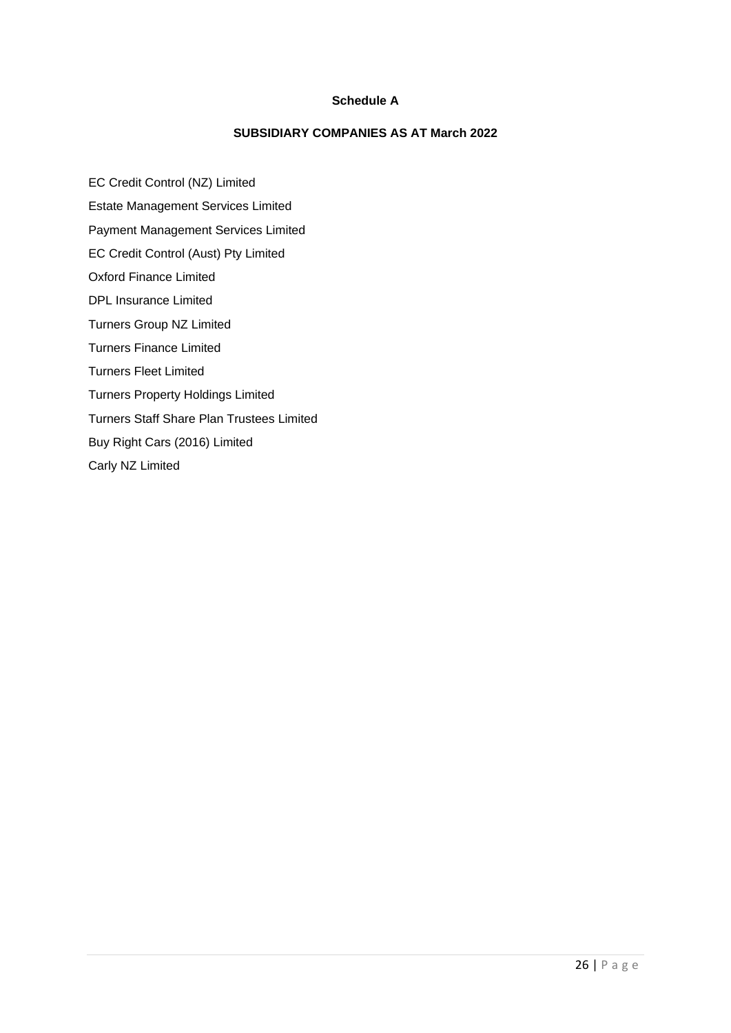## Schedule A

## SUBSIDIARY COMPANIES AS AT March 2022

EC Credit Control (NZ) Limited

Estate Management Services Limited

Payment Management Services Limited

EC Credit Control (Aust) Pty Limited

Oxford Finance Limited

DPL Insurance Limited

Turners Group NZ Limited

Turners Finance Limited

Turners Fleet Limited

Turners Property Holdings Limited

Turners Staff Share Plan Trustees Limited

Buy Right Cars (2016) Limited

Carly NZ Limited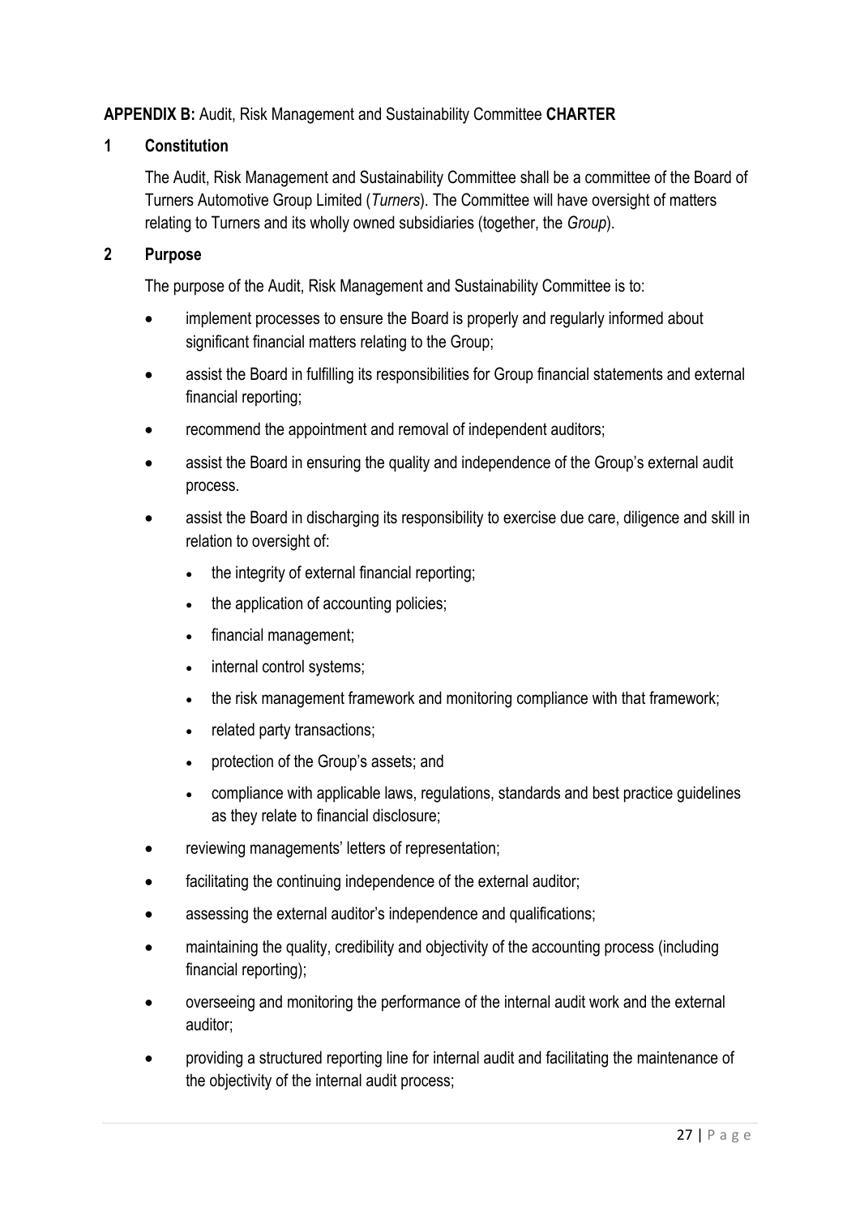**APPENDIX B:** Audit, Risk Management and Sustainability Committee **CHARTER**

## 1 Constitution

The Audit, Risk Management and Sustainability Committee shall be a committee of the Board of Turners Automotive Group Limited (*Turners*). The Committee will have oversight of matters relating to Turners and its wholly owned subsidiaries (together, the *Group*).

## 2 Purpose

The purpose of the Audit, Risk Management and Sustainability Committee is to:

- implement processes to ensure the Board is properly and regularly informed about significant financial matters relating to the Group;
- assist the Board in fulfilling its responsibilities for Group financial statements and external financial reporting;
- recommend the appointment and removal of independent auditors;
- assist the Board in ensuring the quality and independence of the Group's external audit process.
- assist the Board in discharging its responsibility to exercise due care, diligence and skill in relation to oversight of:
  - the integrity of external financial reporting;
  - the application of accounting policies;
  - financial management;
  - internal control systems;
  - the risk management framework and monitoring compliance with that framework;
  - related party transactions;
  - protection of the Group's assets; and
  - compliance with applicable laws, regulations, standards and best practice guidelines as they relate to financial disclosure;
- reviewing managements' letters of representation;
- facilitating the continuing independence of the external auditor;
- assessing the external auditor's independence and qualifications;
- maintaining the quality, credibility and objectivity of the accounting process (including financial reporting);
- overseeing and monitoring the performance of the internal audit work and the external auditor;
- providing a structured reporting line for internal audit and facilitating the maintenance of the objectivity of the internal audit process;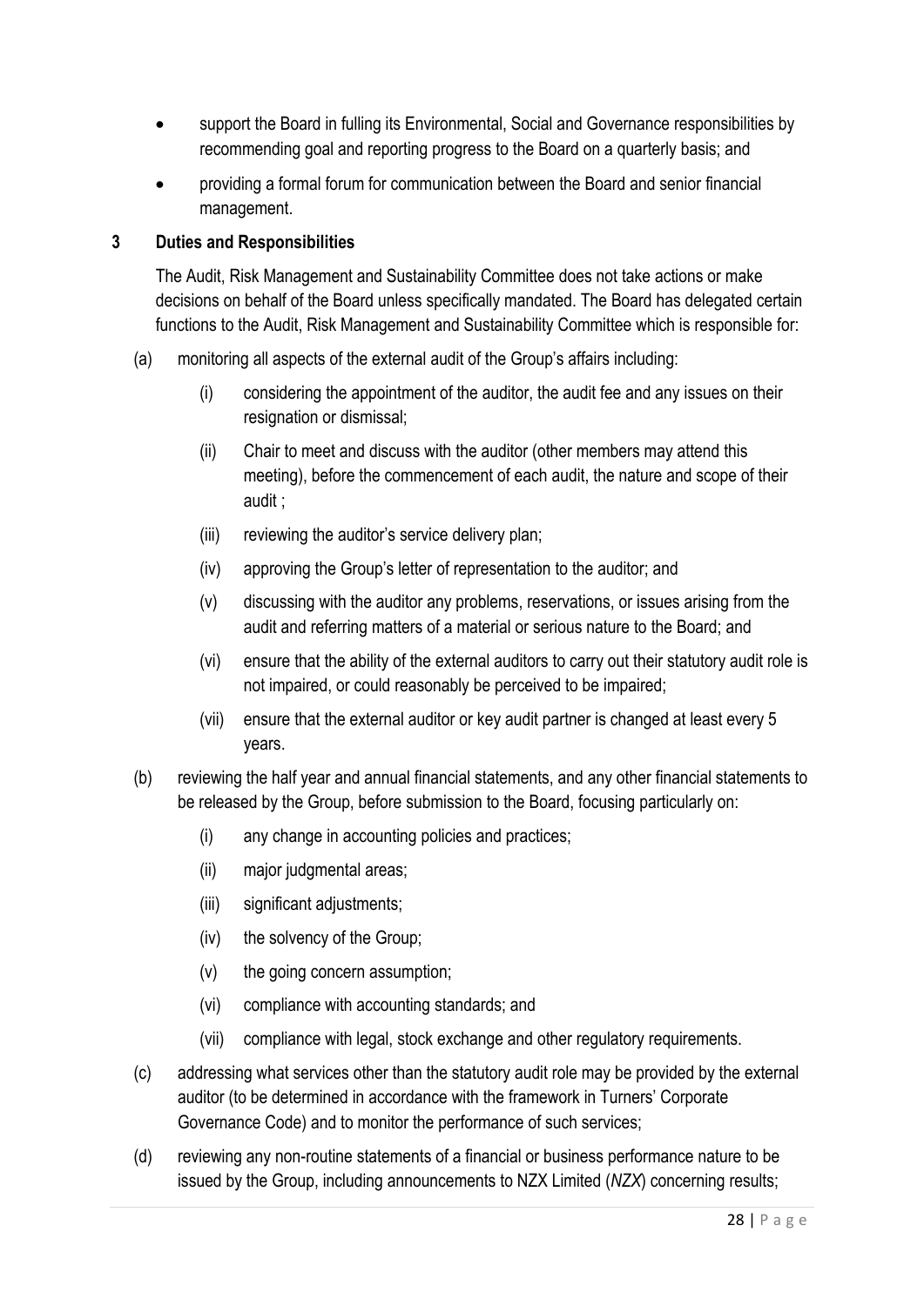- support the Board in fulling its Environmental, Social and Governance responsibilities by recommending goal and reporting progress to the Board on a quarterly basis; and
- providing a formal forum for communication between the Board and senior financial management.

**3 Duties and Responsibilities**

The Audit, Risk Management and Sustainability Committee does not take actions or make decisions on behalf of the Board unless specifically mandated. The Board has delegated certain functions to the Audit, Risk Management and Sustainability Committee which is responsible for:

(a) monitoring all aspects of the external audit of the Group's affairs including:

  (i) considering the appointment of the auditor, the audit fee and any issues on their resignation or dismissal;

  (ii) Chair to meet and discuss with the auditor (other members may attend this meeting), before the commencement of each audit, the nature and scope of their audit ;

  (iii) reviewing the auditor's service delivery plan;

  (iv) approving the Group's letter of representation to the auditor; and

  (v) discussing with the auditor any problems, reservations, or issues arising from the audit and referring matters of a material or serious nature to the Board; and

  (vi) ensure that the ability of the external auditors to carry out their statutory audit role is not impaired, or could reasonably be perceived to be impaired;

  (vii) ensure that the external auditor or key audit partner is changed at least every 5 years.

(b) reviewing the half year and annual financial statements, and any other financial statements to be released by the Group, before submission to the Board, focusing particularly on:

  (i) any change in accounting policies and practices;

  (ii) major judgmental areas;

  (iii) significant adjustments;

  (iv) the solvency of the Group;

  (v) the going concern assumption;

  (vi) compliance with accounting standards; and

  (vii) compliance with legal, stock exchange and other regulatory requirements.

(c) addressing what services other than the statutory audit role may be provided by the external auditor (to be determined in accordance with the framework in Turners' Corporate Governance Code) and to monitor the performance of such services;

(d) reviewing any non-routine statements of a financial or business performance nature to be issued by the Group, including announcements to NZX Limited (*NZX*) concerning results;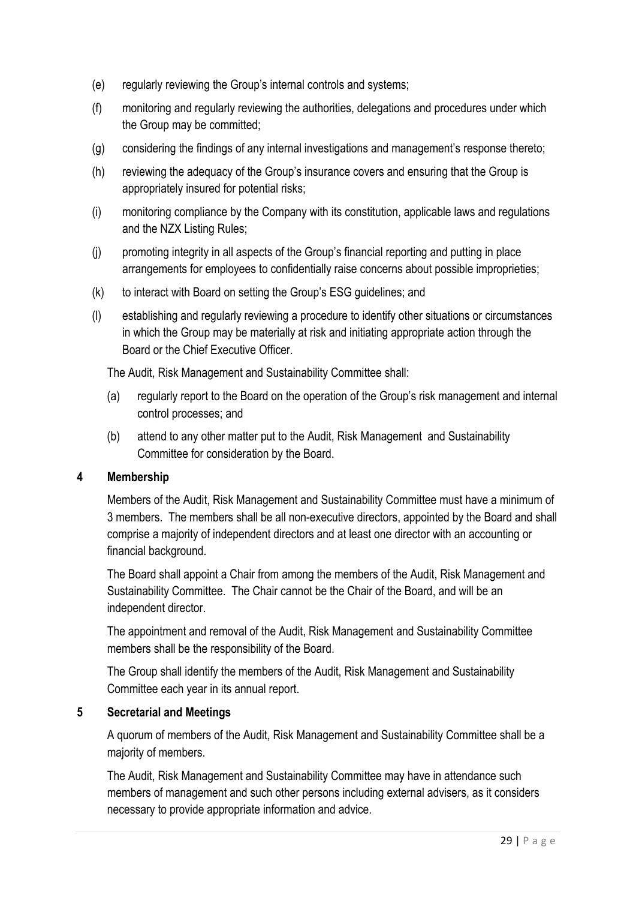(e) regularly reviewing the Group's internal controls and systems;

(f) monitoring and regularly reviewing the authorities, delegations and procedures under which the Group may be committed;

(g) considering the findings of any internal investigations and management's response thereto;

(h) reviewing the adequacy of the Group's insurance covers and ensuring that the Group is appropriately insured for potential risks;

(i) monitoring compliance by the Company with its constitution, applicable laws and regulations and the NZX Listing Rules;

(j) promoting integrity in all aspects of the Group's financial reporting and putting in place arrangements for employees to confidentially raise concerns about possible improprieties;

(k) to interact with Board on setting the Group's ESG guidelines; and

(l) establishing and regularly reviewing a procedure to identify other situations or circumstances in which the Group may be materially at risk and initiating appropriate action through the Board or the Chief Executive Officer.

The Audit, Risk Management and Sustainability Committee shall:

(a) regularly report to the Board on the operation of the Group's risk management and internal control processes; and

(b) attend to any other matter put to the Audit, Risk Management and Sustainability Committee for consideration by the Board.

## 4 Membership

Members of the Audit, Risk Management and Sustainability Committee must have a minimum of 3 members. The members shall be all non-executive directors, appointed by the Board and shall comprise a majority of independent directors and at least one director with an accounting or financial background.

The Board shall appoint a Chair from among the members of the Audit, Risk Management and Sustainability Committee. The Chair cannot be the Chair of the Board, and will be an independent director.

The appointment and removal of the Audit, Risk Management and Sustainability Committee members shall be the responsibility of the Board.

The Group shall identify the members of the Audit, Risk Management and Sustainability Committee each year in its annual report.

## 5 Secretarial and Meetings

A quorum of members of the Audit, Risk Management and Sustainability Committee shall be a majority of members.

The Audit, Risk Management and Sustainability Committee may have in attendance such members of management and such other persons including external advisers, as it considers necessary to provide appropriate information and advice.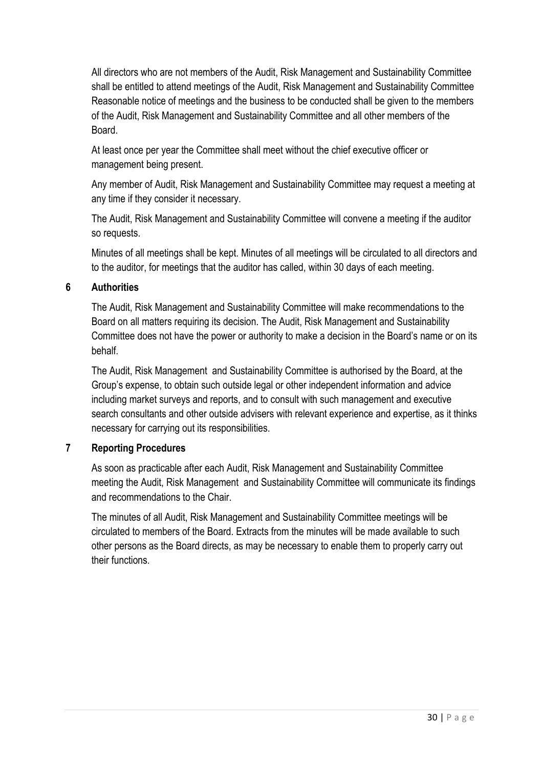All directors who are not members of the Audit, Risk Management and Sustainability Committee shall be entitled to attend meetings of the Audit, Risk Management and Sustainability Committee Reasonable notice of meetings and the business to be conducted shall be given to the members of the Audit, Risk Management and Sustainability Committee and all other members of the Board.

At least once per year the Committee shall meet without the chief executive officer or management being present.

Any member of Audit, Risk Management and Sustainability Committee may request a meeting at any time if they consider it necessary.

The Audit, Risk Management and Sustainability Committee will convene a meeting if the auditor so requests.

Minutes of all meetings shall be kept. Minutes of all meetings will be circulated to all directors and to the auditor, for meetings that the auditor has called, within 30 days of each meeting.

## 6 Authorities

The Audit, Risk Management and Sustainability Committee will make recommendations to the Board on all matters requiring its decision. The Audit, Risk Management and Sustainability Committee does not have the power or authority to make a decision in the Board's name or on its behalf.

The Audit, Risk Management and Sustainability Committee is authorised by the Board, at the Group's expense, to obtain such outside legal or other independent information and advice including market surveys and reports, and to consult with such management and executive search consultants and other outside advisers with relevant experience and expertise, as it thinks necessary for carrying out its responsibilities.

## 7 Reporting Procedures

As soon as practicable after each Audit, Risk Management and Sustainability Committee meeting the Audit, Risk Management and Sustainability Committee will communicate its findings and recommendations to the Chair.

The minutes of all Audit, Risk Management and Sustainability Committee meetings will be circulated to members of the Board. Extracts from the minutes will be made available to such other persons as the Board directs, as may be necessary to enable them to properly carry out their functions.